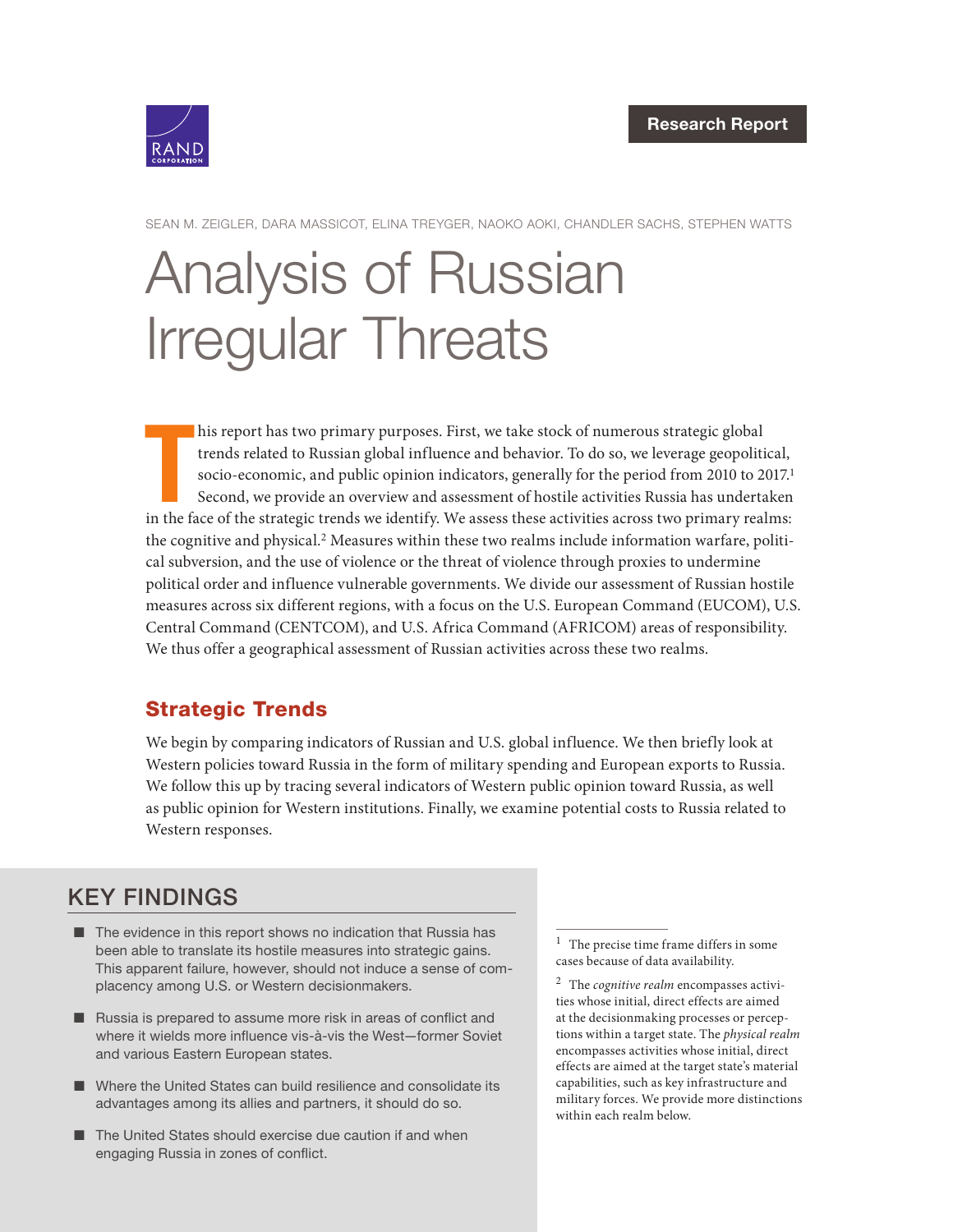Research Report

SEAN M. ZEIGLER, DARA MASSICOT, ELINA TREYGER, NAOKO AOKI, CHANDLER SACHS, STEPHEN WATTS

# Analysis of Russian Irregular Threats

This report has two primary purposes. First, we take stock of numerous strategic global trends related to Russian global influence and behavior. To do so, we leverage geopolitical, socio-economic, and public opinion indicators, generally for the period from 2010 to 2017.[1] Second, we provide an overview and assessment of hostile activities Russia has undertaken in the face of the strategic trends we identify. We assess these activities across two primary realms: the cognitive and physical.[2] Measures within these two realms include information warfare, political subversion, and the use of violence or the threat of violence through proxies to undermine political order and influence vulnerable governments. We divide our assessment of Russian hostile measures across six different regions, with a focus on the U.S. European Command (EUCOM), U.S. Central Command (CENTCOM), and U.S. Africa Command (AFRICOM) areas of responsibility. We thus offer a geographical assessment of Russian activities across these two realms.

## Strategic Trends

We begin by comparing indicators of Russian and U.S. global influence. We then briefly look at Western policies toward Russia in the form of military spending and European exports to Russia. We follow this up by tracing several indicators of Western public opinion toward Russia, as well as public opinion for Western institutions. Finally, we examine potential costs to Russia related to Western responses.

## KEY FINDINGS

- The evidence in this report shows no indication that Russia has been able to translate its hostile measures into strategic gains. This apparent failure, however, should not induce a sense of complacency among U.S. or Western decisionmakers.
- Russia is prepared to assume more risk in areas of conflict and where it wields more influence vis-à-vis the West—former Soviet and various Eastern European states.
- Where the United States can build resilience and consolidate its advantages among its allies and partners, it should do so.
- The United States should exercise due caution if and when engaging Russia in zones of conflict.

---

[1] The precise time frame differs in some cases because of data availability.

[2] The *cognitive realm* encompasses activities whose initial, direct effects are aimed at the decisionmaking processes or perceptions within a target state. The *physical realm* encompasses activities whose initial, direct effects are aimed at the target state's material capabilities, such as key infrastructure and military forces. We provide more distinctions within each realm below.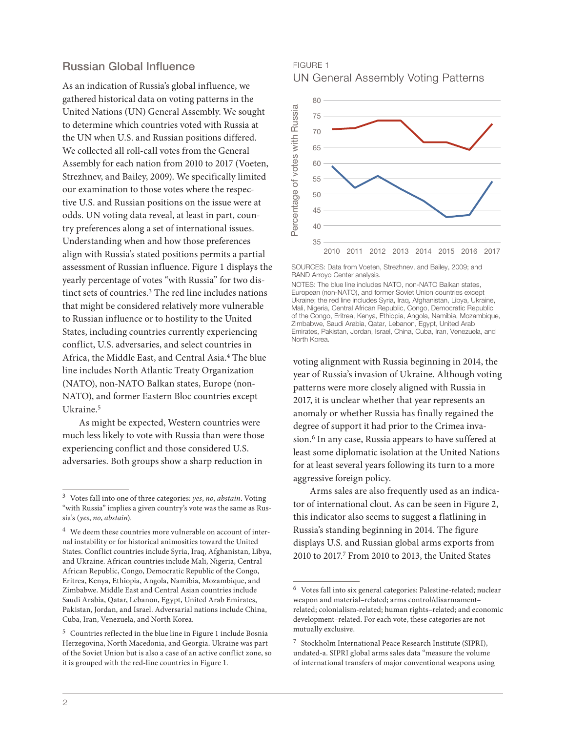## Russian Global Influence

As an indication of Russia's global influence, we gathered historical data on voting patterns in the United Nations (UN) General Assembly. We sought to determine which countries voted with Russia at the UN when U.S. and Russian positions differed. We collected all roll-call votes from the General Assembly for each nation from 2010 to 2017 (Voeten, Strezhnev, and Bailey, 2009). We specifically limited our examination to those votes where the respective U.S. and Russian positions on the issue were at odds. UN voting data reveal, at least in part, country preferences along a set of international issues. Understanding when and how those preferences align with Russia's stated positions permits a partial assessment of Russian influence. Figure 1 displays the yearly percentage of votes "with Russia" for two distinct sets of countries.[3] The red line includes nations that might be considered relatively more vulnerable to Russian influence or to hostility to the United States, including countries currently experiencing conflict, U.S. adversaries, and select countries in Africa, the Middle East, and Central Asia.[4] The blue line includes North Atlantic Treaty Organization (NATO), non-NATO Balkan states, Europe (non-NATO), and former Eastern Bloc countries except Ukraine.[5]

As might be expected, Western countries were much less likely to vote with Russia than were those experiencing conflict and those considered U.S. adversaries. Both groups show a sharp reduction in voting alignment with Russia beginning in 2014, the year of Russia's invasion of Ukraine. Although voting patterns were more closely aligned with Russia in 2017, it is unclear whether that year represents an anomaly or whether Russia has finally regained the degree of support it had prior to the Crimea invasion.[6] In any case, Russia appears to have suffered at least some diplomatic isolation at the United Nations for at least several years following its turn to a more aggressive foreign policy.

FIGURE 1
UN General Assembly Voting Patterns

SOURCES: Data from Voeten, Strezhnev, and Bailey, 2009; and RAND Arroyo Center analysis.

NOTES: The blue line includes NATO, non-NATO Balkan states, European (non-NATO), and former Soviet Union countries except Ukraine; the red line includes Syria, Iraq, Afghanistan, Libya, Ukraine, Mali, Nigeria, Central African Republic, Congo, Democratic Republic of the Congo, Eritrea, Kenya, Ethiopia, Angola, Namibia, Mozambique, Zimbabwe, Saudi Arabia, Qatar, Lebanon, Egypt, United Arab Emirates, Pakistan, Jordan, Israel, China, Cuba, Iran, Venezuela, and North Korea.

Arms sales are also frequently used as an indicator of international clout. As can be seen in Figure 2, this indicator also seems to suggest a flatlining in Russia's standing beginning in 2014. The figure displays U.S. and Russian global arms exports from 2010 to 2017.[7] From 2010 to 2013, the United States

---

[3] Votes fall into one of three categories: *yes*, *no*, *abstain*. Voting "with Russia" implies a given country's vote was the same as Russia's (*yes*, *no*, *abstain*).

[4] We deem these countries more vulnerable on account of internal instability or for historical animosities toward the United States. Conflict countries include Syria, Iraq, Afghanistan, Libya, and Ukraine. African countries include Mali, Nigeria, Central African Republic, Congo, Democratic Republic of the Congo, Eritrea, Kenya, Ethiopia, Angola, Namibia, Mozambique, and Zimbabwe. Middle East and Central Asian countries include Saudi Arabia, Qatar, Lebanon, Egypt, United Arab Emirates, Pakistan, Jordan, and Israel. Adversarial nations include China, Cuba, Iran, Venezuela, and North Korea.

[5] Countries reflected in the blue line in Figure 1 include Bosnia Herzegovina, North Macedonia, and Georgia. Ukraine was part of the Soviet Union but is also a case of an active conflict zone, so it is grouped with the red-line countries in Figure 1.

[6] Votes fall into six general categories: Palestine-related; nuclear weapon and material–related; arms control/disarmament–related; colonialism-related; human rights–related; and economic development–related. For each vote, these categories are not mutually exclusive.

[7] Stockholm International Peace Research Institute (SIPRI), undated-a. SIPRI global arms sales data "measure the volume of international transfers of major conventional weapons using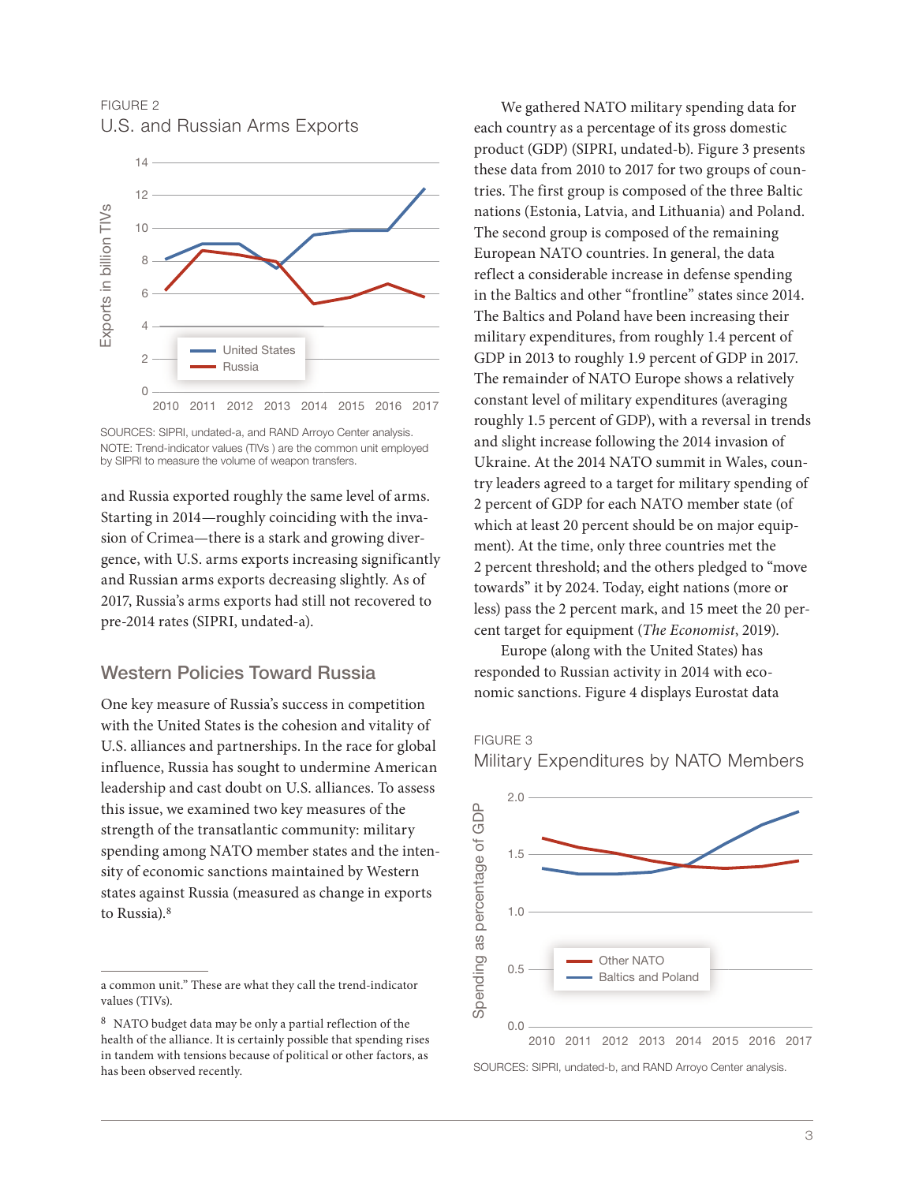FIGURE 2

U.S. and Russian Arms Exports

SOURCES: SIPRI, undated-a, and RAND Arroyo Center analysis.
NOTE: Trend-indicator values (TIVs ) are the common unit employed by SIPRI to measure the volume of weapon transfers.

and Russia exported roughly the same level of arms. Starting in 2014—roughly coinciding with the invasion of Crimea—there is a stark and growing divergence, with U.S. arms exports increasing significantly and Russian arms exports decreasing slightly. As of 2017, Russia's arms exports had still not recovered to pre-2014 rates (SIPRI, undated-a).

## Western Policies Toward Russia

One key measure of Russia's success in competition with the United States is the cohesion and vitality of U.S. alliances and partnerships. In the race for global influence, Russia has sought to undermine American leadership and cast doubt on U.S. alliances. To assess this issue, we examined two key measures of the strength of the transatlantic community: military spending among NATO member states and the intensity of economic sanctions maintained by Western states against Russia (measured as change in exports to Russia).[8]

We gathered NATO military spending data for each country as a percentage of its gross domestic product (GDP) (SIPRI, undated-b). Figure 3 presents these data from 2010 to 2017 for two groups of countries. The first group is composed of the three Baltic nations (Estonia, Latvia, and Lithuania) and Poland. The second group is composed of the remaining European NATO countries. In general, the data reflect a considerable increase in defense spending in the Baltics and other "frontline" states since 2014. The Baltics and Poland have been increasing their military expenditures, from roughly 1.4 percent of GDP in 2013 to roughly 1.9 percent of GDP in 2017. The remainder of NATO Europe shows a relatively constant level of military expenditures (averaging roughly 1.5 percent of GDP), with a reversal in trends and slight increase following the 2014 invasion of Ukraine. At the 2014 NATO summit in Wales, country leaders agreed to a target for military spending of 2 percent of GDP for each NATO member state (of which at least 20 percent should be on major equipment). At the time, only three countries met the 2 percent threshold; and the others pledged to "move towards" it by 2024. Today, eight nations (more or less) pass the 2 percent mark, and 15 meet the 20 percent target for equipment (*The Economist*, 2019).

Europe (along with the United States) has responded to Russian activity in 2014 with economic sanctions. Figure 4 displays Eurostat data

FIGURE 3

Military Expenditures by NATO Members

SOURCES: SIPRI, undated-b, and RAND Arroyo Center analysis.

---

a common unit." These are what they call the trend-indicator values (TIVs).

[8] NATO budget data may be only a partial reflection of the health of the alliance. It is certainly possible that spending rises in tandem with tensions because of political or other factors, as has been observed recently.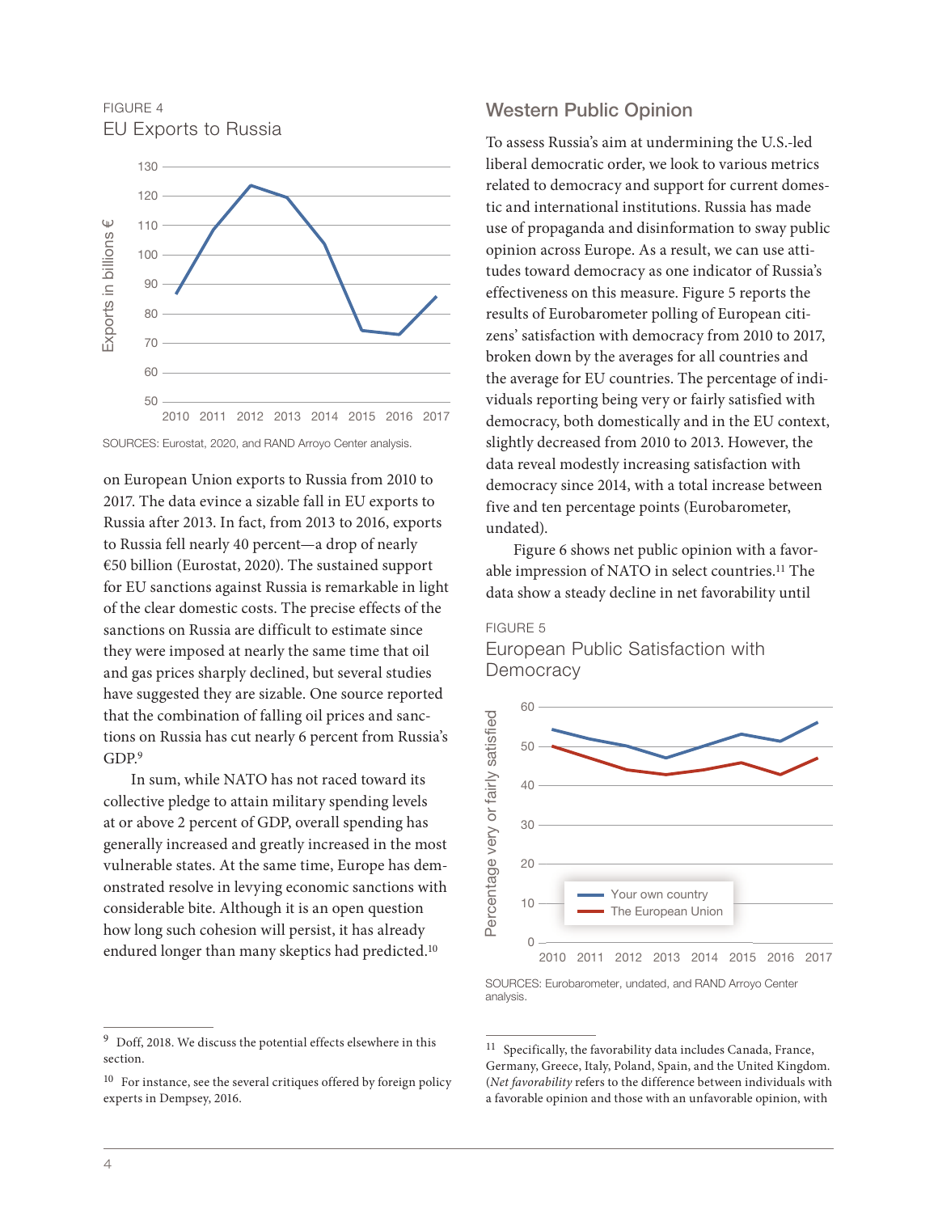FIGURE 4

EU Exports to Russia

SOURCES: Eurostat, 2020, and RAND Arroyo Center analysis.

on European Union exports to Russia from 2010 to 2017. The data evince a sizable fall in EU exports to Russia after 2013. In fact, from 2013 to 2016, exports to Russia fell nearly 40 percent—a drop of nearly €50 billion (Eurostat, 2020). The sustained support for EU sanctions against Russia is remarkable in light of the clear domestic costs. The precise effects of the sanctions on Russia are difficult to estimate since they were imposed at nearly the same time that oil and gas prices sharply declined, but several studies have suggested they are sizable. One source reported that the combination of falling oil prices and sanctions on Russia has cut nearly 6 percent from Russia's GDP.[9]

In sum, while NATO has not raced toward its collective pledge to attain military spending levels at or above 2 percent of GDP, overall spending has generally increased and greatly increased in the most vulnerable states. At the same time, Europe has demonstrated resolve in levying economic sanctions with considerable bite. Although it is an open question how long such cohesion will persist, it has already endured longer than many skeptics had predicted.[10]

## Western Public Opinion

To assess Russia's aim at undermining the U.S.-led liberal democratic order, we look to various metrics related to democracy and support for current domestic and international institutions. Russia has made use of propaganda and disinformation to sway public opinion across Europe. As a result, we can use attitudes toward democracy as one indicator of Russia's effectiveness on this measure. Figure 5 reports the results of Eurobarometer polling of European citizens' satisfaction with democracy from 2010 to 2017, broken down by the averages for all countries and the average for EU countries. The percentage of individuals reporting being very or fairly satisfied with democracy, both domestically and in the EU context, slightly decreased from 2010 to 2013. However, the data reveal modestly increasing satisfaction with democracy since 2014, with a total increase between five and ten percentage points (Eurobarometer, undated).

Figure 6 shows net public opinion with a favorable impression of NATO in select countries.[11] The data show a steady decline in net favorability until

FIGURE 5

European Public Satisfaction with Democracy

SOURCES: Eurobarometer, undated, and RAND Arroyo Center analysis.

---

[9] Doff, 2018. We discuss the potential effects elsewhere in this section.

[10] For instance, see the several critiques offered by foreign policy experts in Dempsey, 2016.

[11] Specifically, the favorability data includes Canada, France, Germany, Greece, Italy, Poland, Spain, and the United Kingdom. (*Net favorability* refers to the difference between individuals with a favorable opinion and those with an unfavorable opinion, with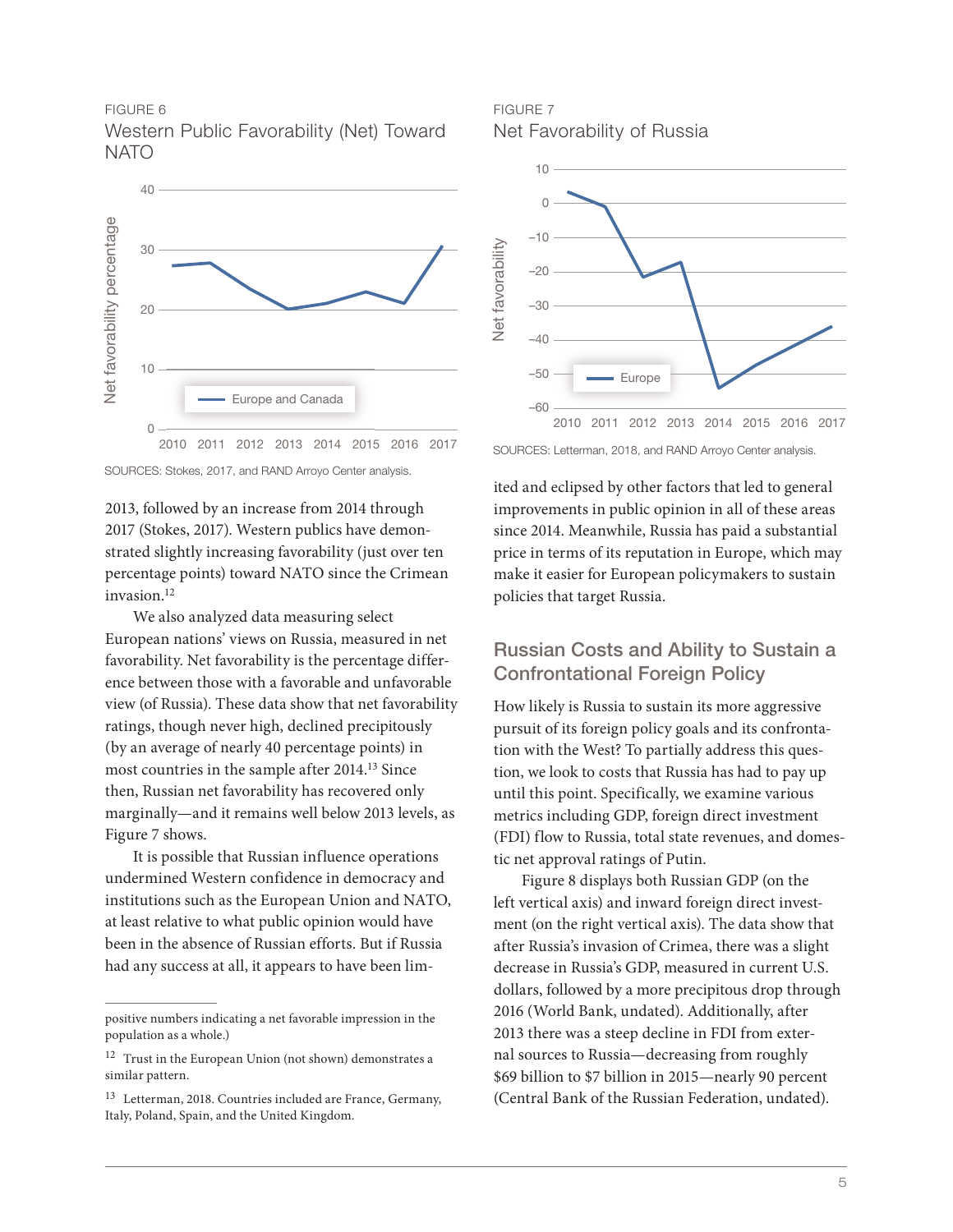FIGURE 6
Western Public Favorability (Net) Toward NATO

SOURCES: Stokes, 2017, and RAND Arroyo Center analysis.

FIGURE 7
Net Favorability of Russia

SOURCES: Letterman, 2018, and RAND Arroyo Center analysis.

2013, followed by an increase from 2014 through 2017 (Stokes, 2017). Western publics have demonstrated slightly increasing favorability (just over ten percentage points) toward NATO since the Crimean invasion.[12]

We also analyzed data measuring select European nations' views on Russia, measured in net favorability. Net favorability is the percentage difference between those with a favorable and unfavorable view (of Russia). These data show that net favorability ratings, though never high, declined precipitously (by an average of nearly 40 percentage points) in most countries in the sample after 2014.[13] Since then, Russian net favorability has recovered only marginally—and it remains well below 2013 levels, as Figure 7 shows.

It is possible that Russian influence operations undermined Western confidence in democracy and institutions such as the European Union and NATO, at least relative to what public opinion would have been in the absence of Russian efforts. But if Russia had any success at all, it appears to have been limited and eclipsed by other factors that led to general improvements in public opinion in all of these areas since 2014. Meanwhile, Russia has paid a substantial price in terms of its reputation in Europe, which may make it easier for European policymakers to sustain policies that target Russia.

## Russian Costs and Ability to Sustain a Confrontational Foreign Policy

How likely is Russia to sustain its more aggressive pursuit of its foreign policy goals and its confrontation with the West? To partially address this question, we look to costs that Russia has had to pay up until this point. Specifically, we examine various metrics including GDP, foreign direct investment (FDI) flow to Russia, total state revenues, and domestic net approval ratings of Putin.

Figure 8 displays both Russian GDP (on the left vertical axis) and inward foreign direct investment (on the right vertical axis). The data show that after Russia's invasion of Crimea, there was a slight decrease in Russia's GDP, measured in current U.S. dollars, followed by a more precipitous drop through 2016 (World Bank, undated). Additionally, after 2013 there was a steep decline in FDI from external sources to Russia—decreasing from roughly $69 billion to $7 billion in 2015—nearly 90 percent (Central Bank of the Russian Federation, undated).

---

positive numbers indicating a net favorable impression in the population as a whole.)

[12] Trust in the European Union (not shown) demonstrates a similar pattern.

[13] Letterman, 2018. Countries included are France, Germany, Italy, Poland, Spain, and the United Kingdom.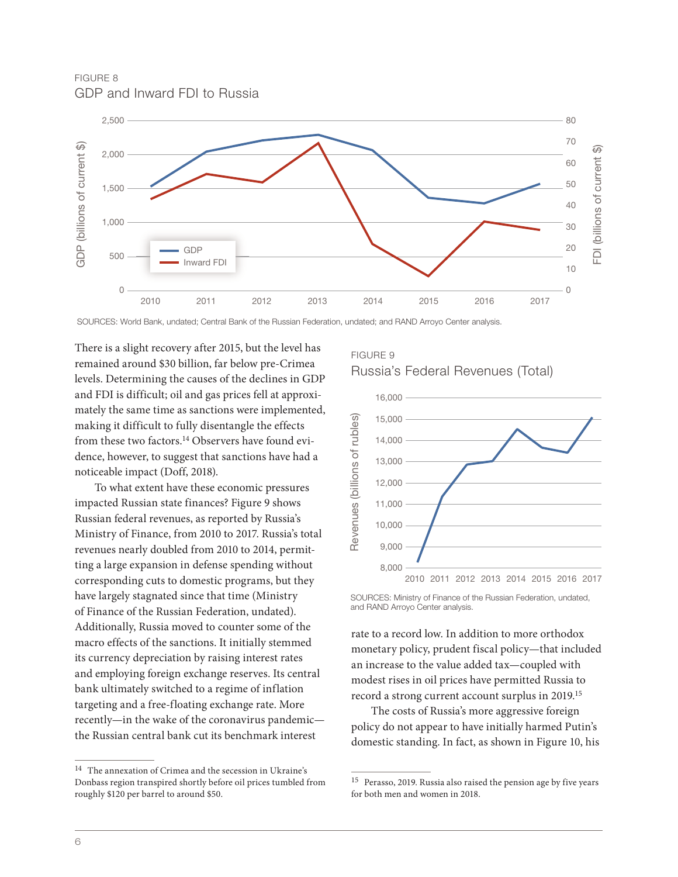FIGURE 8
GDP and Inward FDI to Russia

SOURCES: World Bank, undated; Central Bank of the Russian Federation, undated; and RAND Arroyo Center analysis.

There is a slight recovery after 2015, but the level has remained around $30 billion, far below pre-Crimea levels. Determining the causes of the declines in GDP and FDI is difficult; oil and gas prices fell at approximately the same time as sanctions were implemented, making it difficult to fully disentangle the effects from these two factors.[14] Observers have found evidence, however, to suggest that sanctions have had a noticeable impact (Doff, 2018).

To what extent have these economic pressures impacted Russian state finances? Figure 9 shows Russian federal revenues, as reported by Russia's Ministry of Finance, from 2010 to 2017. Russia's total revenues nearly doubled from 2010 to 2014, permitting a large expansion in defense spending without corresponding cuts to domestic programs, but they have largely stagnated since that time (Ministry of Finance of the Russian Federation, undated). Additionally, Russia moved to counter some of the macro effects of the sanctions. It initially stemmed its currency depreciation by raising interest rates and employing foreign exchange reserves. Its central bank ultimately switched to a regime of inflation targeting and a free-floating exchange rate. More recently—in the wake of the coronavirus pandemic—the Russian central bank cut its benchmark interest rate to a record low. In addition to more orthodox monetary policy, prudent fiscal policy—that included an increase to the value added tax—coupled with modest rises in oil prices have permitted Russia to record a strong current account surplus in 2019.[15]

FIGURE 9
Russia's Federal Revenues (Total)

SOURCES: Ministry of Finance of the Russian Federation, undated, and RAND Arroyo Center analysis.

The costs of Russia's more aggressive foreign policy do not appear to have initially harmed Putin's domestic standing. In fact, as shown in Figure 10, his

[14] The annexation of Crimea and the secession in Ukraine's Donbass region transpired shortly before oil prices tumbled from roughly $120 per barrel to around $50.

[15] Perasso, 2019. Russia also raised the pension age by five years for both men and women in 2018.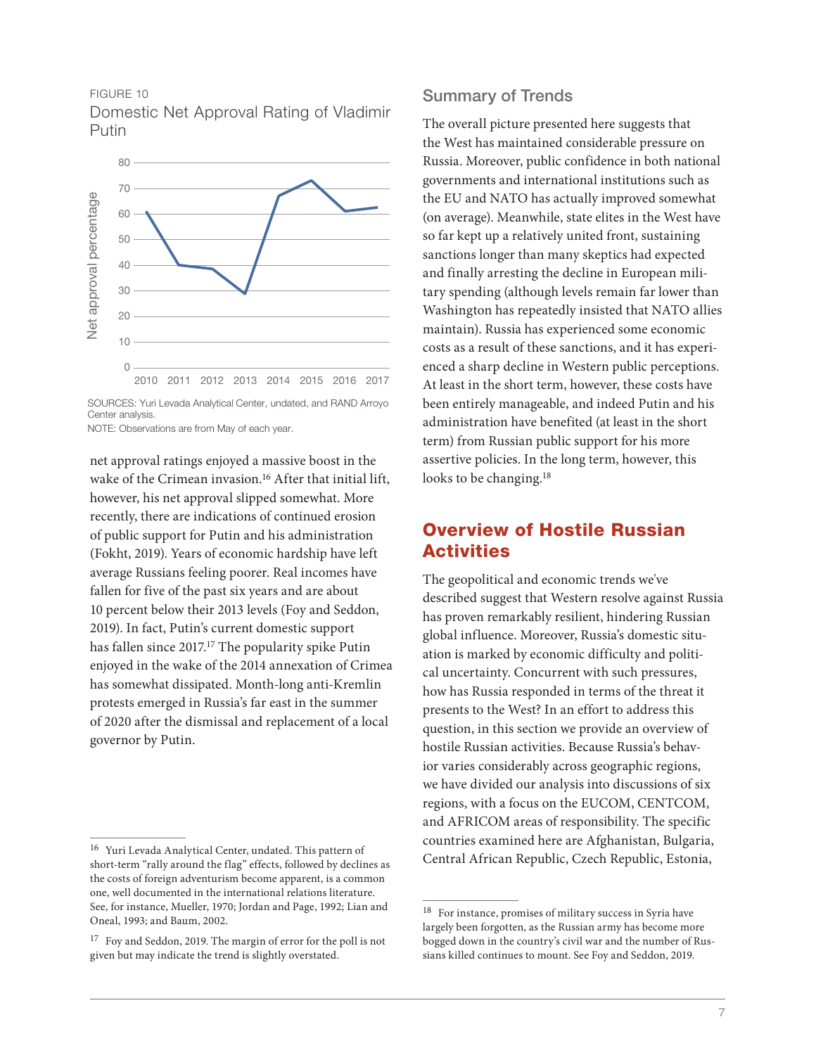FIGURE 10

Domestic Net Approval Rating of Vladimir Putin

SOURCES: Yuri Levada Analytical Center, undated, and RAND Arroyo Center analysis.

NOTE: Observations are from May of each year.

net approval ratings enjoyed a massive boost in the wake of the Crimean invasion.[16] After that initial lift, however, his net approval slipped somewhat. More recently, there are indications of continued erosion of public support for Putin and his administration (Fokht, 2019). Years of economic hardship have left average Russians feeling poorer. Real incomes have fallen for five of the past six years and are about 10 percent below their 2013 levels (Foy and Seddon, 2019). In fact, Putin's current domestic support has fallen since 2017.[17] The popularity spike Putin enjoyed in the wake of the 2014 annexation of Crimea has somewhat dissipated. Month-long anti-Kremlin protests emerged in Russia's far east in the summer of 2020 after the dismissal and replacement of a local governor by Putin.

## Summary of Trends

The overall picture presented here suggests that the West has maintained considerable pressure on Russia. Moreover, public confidence in both national governments and international institutions such as the EU and NATO has actually improved somewhat (on average). Meanwhile, state elites in the West have so far kept up a relatively united front, sustaining sanctions longer than many skeptics had expected and finally arresting the decline in European military spending (although levels remain far lower than Washington has repeatedly insisted that NATO allies maintain). Russia has experienced some economic costs as a result of these sanctions, and it has experienced a sharp decline in Western public perceptions. At least in the short term, however, these costs have been entirely manageable, and indeed Putin and his administration have benefited (at least in the short term) from Russian public support for his more assertive policies. In the long term, however, this looks to be changing.[18]

# Overview of Hostile Russian Activities

The geopolitical and economic trends we've described suggest that Western resolve against Russia has proven remarkably resilient, hindering Russian global influence. Moreover, Russia's domestic situation is marked by economic difficulty and political uncertainty. Concurrent with such pressures, how has Russia responded in terms of the threat it presents to the West? In an effort to address this question, in this section we provide an overview of hostile Russian activities. Because Russia's behavior varies considerably across geographic regions, we have divided our analysis into discussions of six regions, with a focus on the EUCOM, CENTCOM, and AFRICOM areas of responsibility. The specific countries examined here are Afghanistan, Bulgaria, Central African Republic, Czech Republic, Estonia,

---

[16] Yuri Levada Analytical Center, undated. This pattern of short-term "rally around the flag" effects, followed by declines as the costs of foreign adventurism become apparent, is a common one, well documented in the international relations literature. See, for instance, Mueller, 1970; Jordan and Page, 1992; Lian and Oneal, 1993; and Baum, 2002.

[17] Foy and Seddon, 2019. The margin of error for the poll is not given but may indicate the trend is slightly overstated.

[18] For instance, promises of military success in Syria have largely been forgotten, as the Russian army has become more bogged down in the country's civil war and the number of Russians killed continues to mount. See Foy and Seddon, 2019.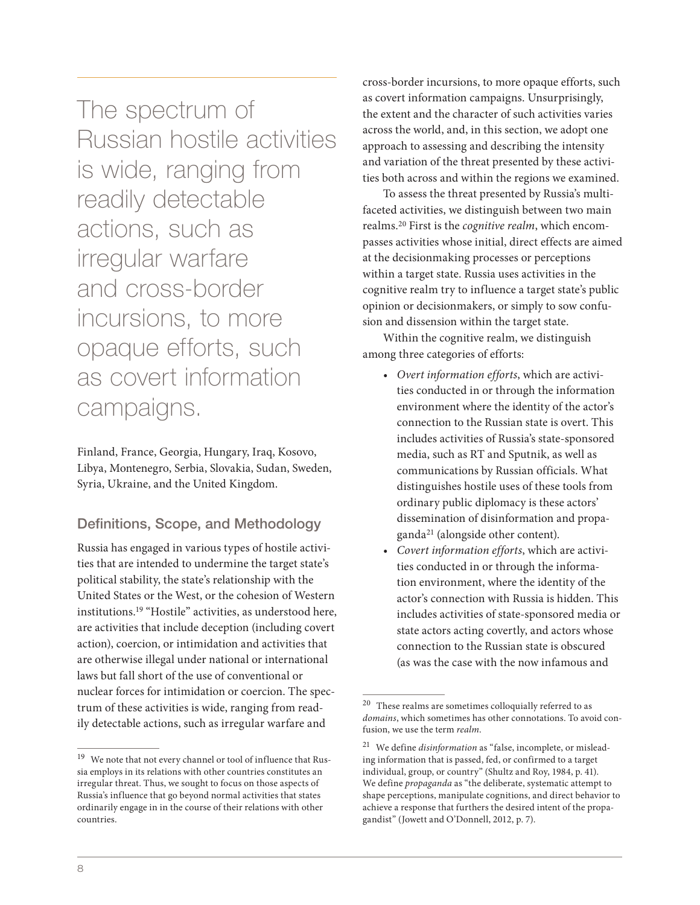> The spectrum of Russian hostile activities is wide, ranging from readily detectable actions, such as irregular warfare and cross-border incursions, to more opaque efforts, such as covert information campaigns.

Finland, France, Georgia, Hungary, Iraq, Kosovo, Libya, Montenegro, Serbia, Slovakia, Sudan, Sweden, Syria, Ukraine, and the United Kingdom.

## Definitions, Scope, and Methodology

Russia has engaged in various types of hostile activities that are intended to undermine the target state's political stability, the state's relationship with the United States or the West, or the cohesion of Western institutions.[19] "Hostile" activities, as understood here, are activities that include deception (including covert action), coercion, or intimidation and activities that are otherwise illegal under national or international laws but fall short of the use of conventional or nuclear forces for intimidation or coercion. The spectrum of these activities is wide, ranging from readily detectable actions, such as irregular warfare and cross-border incursions, to more opaque efforts, such as covert information campaigns. Unsurprisingly, the extent and the character of such activities varies across the world, and, in this section, we adopt one approach to assessing and describing the intensity and variation of the threat presented by these activities both across and within the regions we examined.

To assess the threat presented by Russia's multifaceted activities, we distinguish between two main realms.[20] First is the *cognitive realm*, which encompasses activities whose initial, direct effects are aimed at the decisionmaking processes or perceptions within a target state. Russia uses activities in the cognitive realm try to influence a target state's public opinion or decisionmakers, or simply to sow confusion and dissension within the target state.

Within the cognitive realm, we distinguish among three categories of efforts:

- *Overt information efforts*, which are activities conducted in or through the information environment where the identity of the actor's connection to the Russian state is overt. This includes activities of Russia's state-sponsored media, such as RT and Sputnik, as well as communications by Russian officials. What distinguishes hostile uses of these tools from ordinary public diplomacy is these actors' dissemination of disinformation and propaganda[21] (alongside other content).
- *Covert information efforts*, which are activities conducted in or through the information environment, where the identity of the actor's connection with Russia is hidden. This includes activities of state-sponsored media or state actors acting covertly, and actors whose connection to the Russian state is obscured (as was the case with the now infamous and

---

[19] We note that not every channel or tool of influence that Russia employs in its relations with other countries constitutes an irregular threat. Thus, we sought to focus on those aspects of Russia's influence that go beyond normal activities that states ordinarily engage in in the course of their relations with other countries.

[20] These realms are sometimes colloquially referred to as *domains*, which sometimes has other connotations. To avoid confusion, we use the term *realm*.

[21] We define *disinformation* as "false, incomplete, or misleading information that is passed, fed, or confirmed to a target individual, group, or country" (Shultz and Roy, 1984, p. 41). We define *propaganda* as "the deliberate, systematic attempt to shape perceptions, manipulate cognitions, and direct behavior to achieve a response that furthers the desired intent of the propagandist" (Jowett and O'Donnell, 2012, p. 7).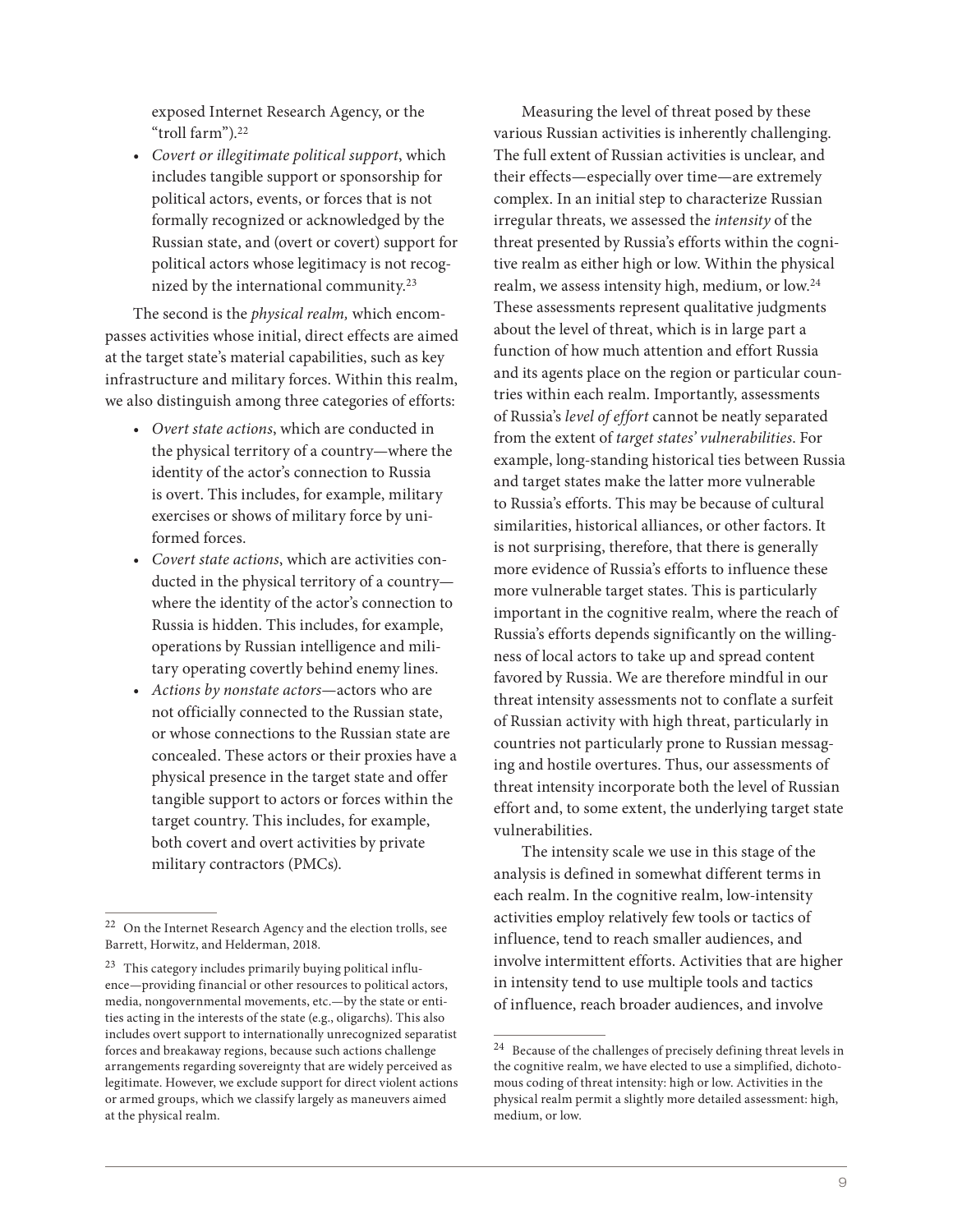exposed Internet Research Agency, or the "troll farm").[22]

- *Covert or illegitimate political support*, which includes tangible support or sponsorship for political actors, events, or forces that is not formally recognized or acknowledged by the Russian state, and (overt or covert) support for political actors whose legitimacy is not recognized by the international community.[23]

The second is the *physical realm,* which encompasses activities whose initial, direct effects are aimed at the target state's material capabilities, such as key infrastructure and military forces. Within this realm, we also distinguish among three categories of efforts:

- *Overt state actions*, which are conducted in the physical territory of a country—where the identity of the actor's connection to Russia is overt. This includes, for example, military exercises or shows of military force by uniformed forces.
- *Covert state actions*, which are activities conducted in the physical territory of a country—where the identity of the actor's connection to Russia is hidden. This includes, for example, operations by Russian intelligence and military operating covertly behind enemy lines.
- *Actions by nonstate actors*—actors who are not officially connected to the Russian state, or whose connections to the Russian state are concealed. These actors or their proxies have a physical presence in the target state and offer tangible support to actors or forces within the target country. This includes, for example, both covert and overt activities by private military contractors (PMCs).

Measuring the level of threat posed by these various Russian activities is inherently challenging. The full extent of Russian activities is unclear, and their effects—especially over time—are extremely complex. In an initial step to characterize Russian irregular threats, we assessed the *intensity* of the threat presented by Russia's efforts within the cognitive realm as either high or low. Within the physical realm, we assess intensity high, medium, or low.[24] These assessments represent qualitative judgments about the level of threat, which is in large part a function of how much attention and effort Russia and its agents place on the region or particular countries within each realm. Importantly, assessments of Russia's *level of effort* cannot be neatly separated from the extent of *target states' vulnerabilities*. For example, long-standing historical ties between Russia and target states make the latter more vulnerable to Russia's efforts. This may be because of cultural similarities, historical alliances, or other factors. It is not surprising, therefore, that there is generally more evidence of Russia's efforts to influence these more vulnerable target states. This is particularly important in the cognitive realm, where the reach of Russia's efforts depends significantly on the willingness of local actors to take up and spread content favored by Russia. We are therefore mindful in our threat intensity assessments not to conflate a surfeit of Russian activity with high threat, particularly in countries not particularly prone to Russian messaging and hostile overtures. Thus, our assessments of threat intensity incorporate both the level of Russian effort and, to some extent, the underlying target state vulnerabilities.

The intensity scale we use in this stage of the analysis is defined in somewhat different terms in each realm. In the cognitive realm, low-intensity activities employ relatively few tools or tactics of influence, tend to reach smaller audiences, and involve intermittent efforts. Activities that are higher in intensity tend to use multiple tools and tactics of influence, reach broader audiences, and involve

---

[22] On the Internet Research Agency and the election trolls, see Barrett, Horwitz, and Helderman, 2018.

[23] This category includes primarily buying political influence—providing financial or other resources to political actors, media, nongovernmental movements, etc.—by the state or entities acting in the interests of the state (e.g., oligarchs). This also includes overt support to internationally unrecognized separatist forces and breakaway regions, because such actions challenge arrangements regarding sovereignty that are widely perceived as legitimate. However, we exclude support for direct violent actions or armed groups, which we classify largely as maneuvers aimed at the physical realm.

[24] Because of the challenges of precisely defining threat levels in the cognitive realm, we have elected to use a simplified, dichotomous coding of threat intensity: high or low. Activities in the physical realm permit a slightly more detailed assessment: high, medium, or low.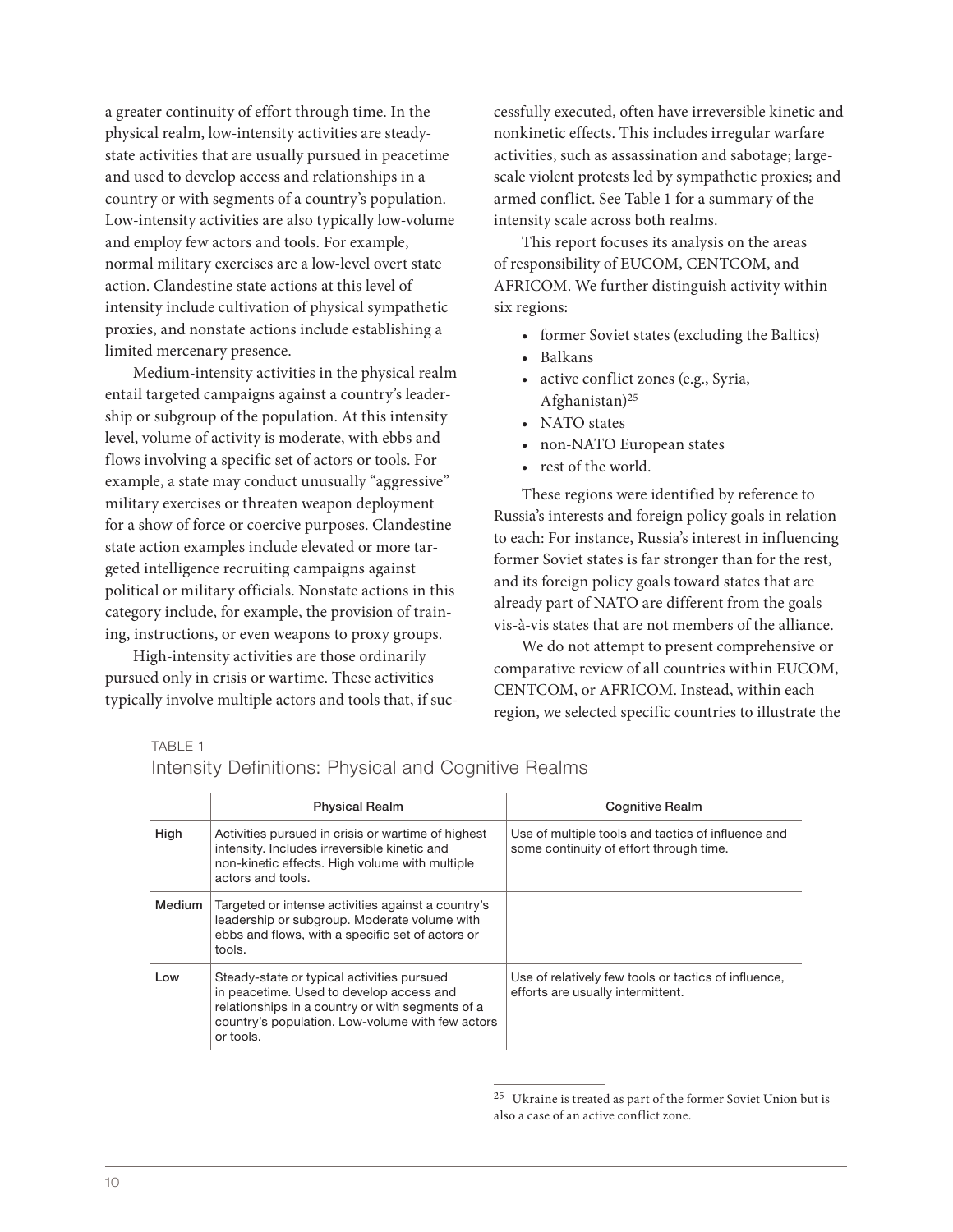a greater continuity of effort through time. In the physical realm, low-intensity activities are steady-state activities that are usually pursued in peacetime and used to develop access and relationships in a country or with segments of a country's population. Low-intensity activities are also typically low-volume and employ few actors and tools. For example, normal military exercises are a low-level overt state action. Clandestine state actions at this level of intensity include cultivation of physical sympathetic proxies, and nonstate actions include establishing a limited mercenary presence.

Medium-intensity activities in the physical realm entail targeted campaigns against a country's leadership or subgroup of the population. At this intensity level, volume of activity is moderate, with ebbs and flows involving a specific set of actors or tools. For example, a state may conduct unusually "aggressive" military exercises or threaten weapon deployment for a show of force or coercive purposes. Clandestine state action examples include elevated or more targeted intelligence recruiting campaigns against political or military officials. Nonstate actions in this category include, for example, the provision of training, instructions, or even weapons to proxy groups.

High-intensity activities are those ordinarily pursued only in crisis or wartime. These activities typically involve multiple actors and tools that, if successfully executed, often have irreversible kinetic and nonkinetic effects. This includes irregular warfare activities, such as assassination and sabotage; large-scale violent protests led by sympathetic proxies; and armed conflict. See Table 1 for a summary of the intensity scale across both realms.

This report focuses its analysis on the areas of responsibility of EUCOM, CENTCOM, and AFRICOM. We further distinguish activity within six regions:

- former Soviet states (excluding the Baltics)
- Balkans
- active conflict zones (e.g., Syria, Afghanistan)[25]
- NATO states
- non-NATO European states
- rest of the world.

These regions were identified by reference to Russia's interests and foreign policy goals in relation to each: For instance, Russia's interest in influencing former Soviet states is far stronger than for the rest, and its foreign policy goals toward states that are already part of NATO are different from the goals vis-à-vis states that are not members of the alliance.

We do not attempt to present comprehensive or comparative review of all countries within EUCOM, CENTCOM, or AFRICOM. Instead, within each region, we selected specific countries to illustrate the

TABLE 1

Intensity Definitions: Physical and Cognitive Realms

| | Physical Realm | Cognitive Realm |
|---|---|---|
| High | Activities pursued in crisis or wartime of highest intensity. Includes irreversible kinetic and non-kinetic effects. High volume with multiple actors and tools. | Use of multiple tools and tactics of influence and some continuity of effort through time. |
| Medium | Targeted or intense activities against a country's leadership or subgroup. Moderate volume with ebbs and flows, with a specific set of actors or tools. | |
| Low | Steady-state or typical activities pursued in peacetime. Used to develop access and relationships in a country or with segments of a country's population. Low-volume with few actors or tools. | Use of relatively few tools or tactics of influence, efforts are usually intermittent. |

[25] Ukraine is treated as part of the former Soviet Union but is also a case of an active conflict zone.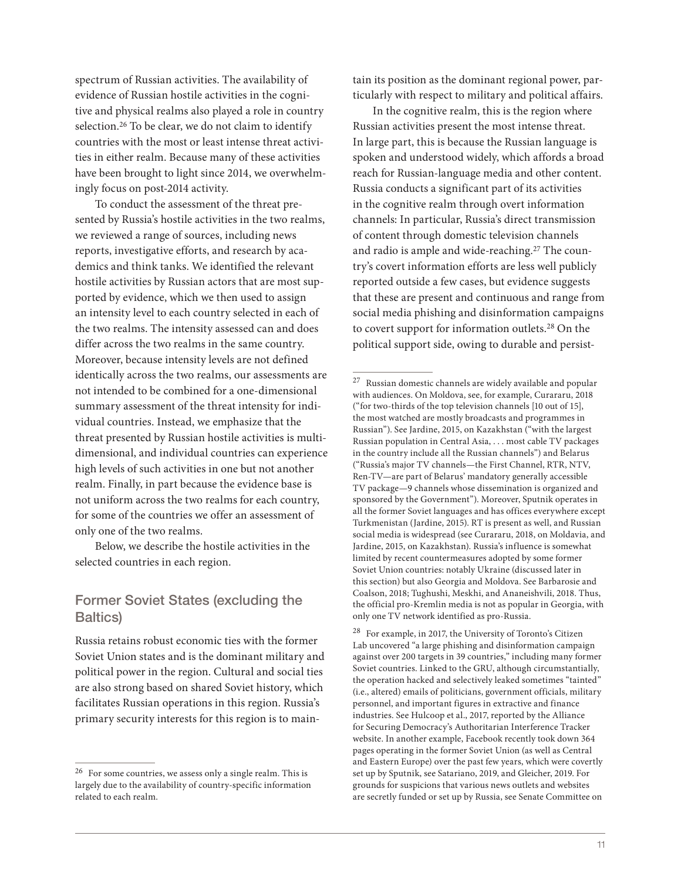spectrum of Russian activities. The availability of evidence of Russian hostile activities in the cognitive and physical realms also played a role in country selection.[26] To be clear, we do not claim to identify countries with the most or least intense threat activities in either realm. Because many of these activities have been brought to light since 2014, we overwhelmingly focus on post-2014 activity.

To conduct the assessment of the threat presented by Russia's hostile activities in the two realms, we reviewed a range of sources, including news reports, investigative efforts, and research by academics and think tanks. We identified the relevant hostile activities by Russian actors that are most supported by evidence, which we then used to assign an intensity level to each country selected in each of the two realms. The intensity assessed can and does differ across the two realms in the same country. Moreover, because intensity levels are not defined identically across the two realms, our assessments are not intended to be combined for a one-dimensional summary assessment of the threat intensity for individual countries. Instead, we emphasize that the threat presented by Russian hostile activities is multidimensional, and individual countries can experience high levels of such activities in one but not another realm. Finally, in part because the evidence base is not uniform across the two realms for each country, for some of the countries we offer an assessment of only one of the two realms.

Below, we describe the hostile activities in the selected countries in each region.

## Former Soviet States (excluding the Baltics)

Russia retains robust economic ties with the former Soviet Union states and is the dominant military and political power in the region. Cultural and social ties are also strong based on shared Soviet history, which facilitates Russian operations in this region. Russia's primary security interests for this region is to maintain its position as the dominant regional power, particularly with respect to military and political affairs.

In the cognitive realm, this is the region where Russian activities present the most intense threat. In large part, this is because the Russian language is spoken and understood widely, which affords a broad reach for Russian-language media and other content. Russia conducts a significant part of its activities in the cognitive realm through overt information channels: In particular, Russia's direct transmission of content through domestic television channels and radio is ample and wide-reaching.[27] The country's covert information efforts are less well publicly reported outside a few cases, but evidence suggests that these are present and continuous and range from social media phishing and disinformation campaigns to covert support for information outlets.[28] On the political support side, owing to durable and persist-

---

[26] For some countries, we assess only a single realm. This is largely due to the availability of country-specific information related to each realm.

[27] Russian domestic channels are widely available and popular with audiences. On Moldova, see, for example, Curararu, 2018 ("for two-thirds of the top television channels [10 out of 15], the most watched are mostly broadcasts and programmes in Russian"). See Jardine, 2015, on Kazakhstan ("with the largest Russian population in Central Asia, . . . most cable TV packages in the country include all the Russian channels") and Belarus ("Russia's major TV channels—the First Channel, RTR, NTV, Ren-TV—are part of Belarus' mandatory generally accessible TV package—9 channels whose dissemination is organized and sponsored by the Government"). Moreover, Sputnik operates in all the former Soviet languages and has offices everywhere except Turkmenistan (Jardine, 2015). RT is present as well, and Russian social media is widespread (see Curararu, 2018, on Moldavia, and Jardine, 2015, on Kazakhstan). Russia's influence is somewhat limited by recent countermeasures adopted by some former Soviet Union countries: notably Ukraine (discussed later in this section) but also Georgia and Moldova. See Barbarosie and Coalson, 2018; Tughushi, Meskhi, and Ananeishvili, 2018. Thus, the official pro-Kremlin media is not as popular in Georgia, with only one TV network identified as pro-Russia.

[28] For example, in 2017, the University of Toronto's Citizen Lab uncovered "a large phishing and disinformation campaign against over 200 targets in 39 countries," including many former Soviet countries. Linked to the GRU, although circumstantially, the operation hacked and selectively leaked sometimes "tainted" (i.e., altered) emails of politicians, government officials, military personnel, and important figures in extractive and finance industries. See Hulcoop et al., 2017, reported by the Alliance for Securing Democracy's Authoritarian Interference Tracker website. In another example, Facebook recently took down 364 pages operating in the former Soviet Union (as well as Central and Eastern Europe) over the past few years, which were covertly set up by Sputnik, see Satariano, 2019, and Gleicher, 2019. For grounds for suspicions that various news outlets and websites are secretly funded or set up by Russia, see Senate Committee on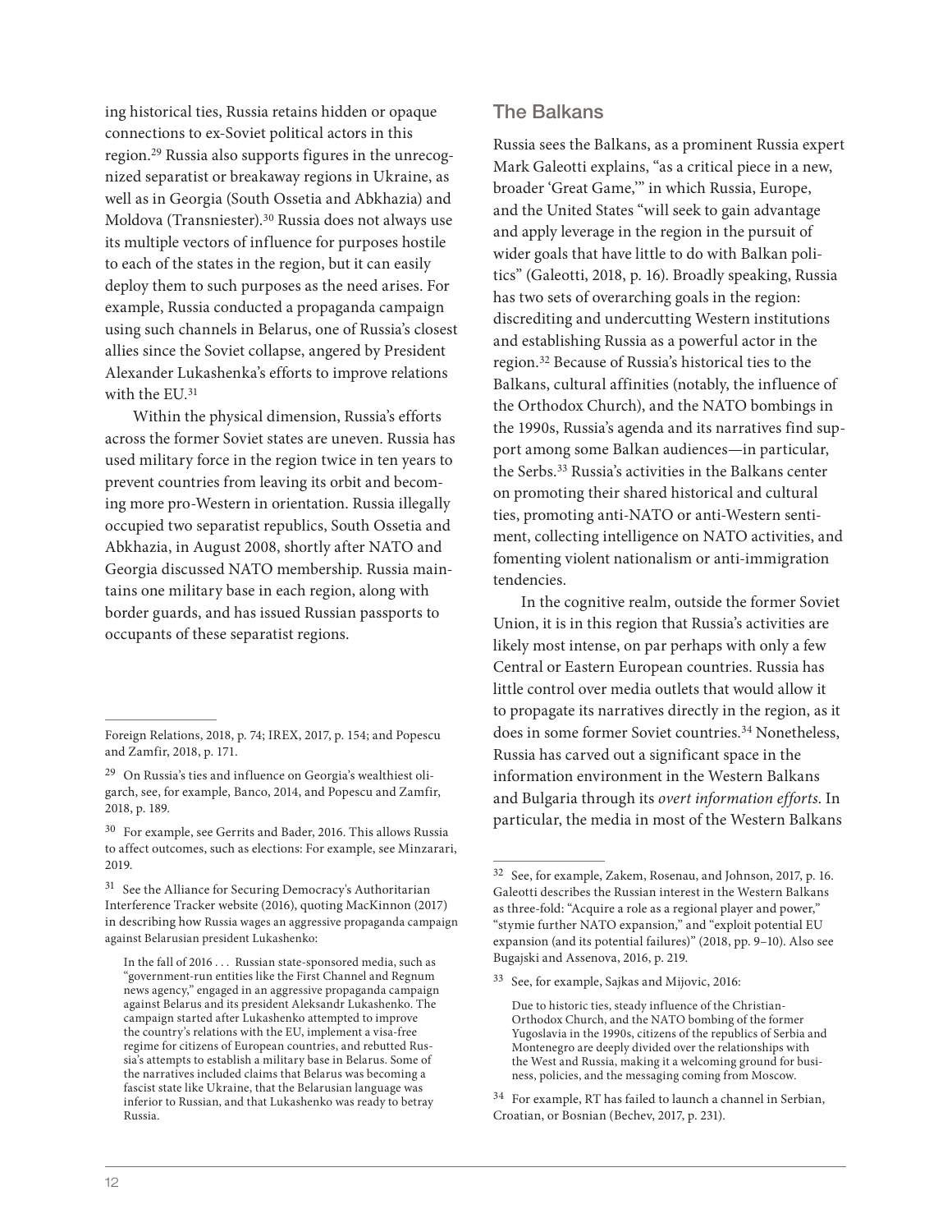ing historical ties, Russia retains hidden or opaque connections to ex-Soviet political actors in this region.[29] Russia also supports figures in the unrecognized separatist or breakaway regions in Ukraine, as well as in Georgia (South Ossetia and Abkhazia) and Moldova (Transniester).[30] Russia does not always use its multiple vectors of influence for purposes hostile to each of the states in the region, but it can easily deploy them to such purposes as the need arises. For example, Russia conducted a propaganda campaign using such channels in Belarus, one of Russia's closest allies since the Soviet collapse, angered by President Alexander Lukashenka's efforts to improve relations with the EU.[31]

Within the physical dimension, Russia's efforts across the former Soviet states are uneven. Russia has used military force in the region twice in ten years to prevent countries from leaving its orbit and becoming more pro-Western in orientation. Russia illegally occupied two separatist republics, South Ossetia and Abkhazia, in August 2008, shortly after NATO and Georgia discussed NATO membership. Russia maintains one military base in each region, along with border guards, and has issued Russian passports to occupants of these separatist regions.

## The Balkans

Russia sees the Balkans, as a prominent Russia expert Mark Galeotti explains, "as a critical piece in a new, broader 'Great Game,'" in which Russia, Europe, and the United States "will seek to gain advantage and apply leverage in the region in the pursuit of wider goals that have little to do with Balkan politics" (Galeotti, 2018, p. 16). Broadly speaking, Russia has two sets of overarching goals in the region: discrediting and undercutting Western institutions and establishing Russia as a powerful actor in the region.[32] Because of Russia's historical ties to the Balkans, cultural affinities (notably, the influence of the Orthodox Church), and the NATO bombings in the 1990s, Russia's agenda and its narratives find support among some Balkan audiences—in particular, the Serbs.[33] Russia's activities in the Balkans center on promoting their shared historical and cultural ties, promoting anti-NATO or anti-Western sentiment, collecting intelligence on NATO activities, and fomenting violent nationalism or anti-immigration tendencies.

In the cognitive realm, outside the former Soviet Union, it is in this region that Russia's activities are likely most intense, on par perhaps with only a few Central or Eastern European countries. Russia has little control over media outlets that would allow it to propagate its narratives directly in the region, as it does in some former Soviet countries.[34] Nonetheless, Russia has carved out a significant space in the information environment in the Western Balkans and Bulgaria through its *overt information efforts*. In particular, the media in most of the Western Balkans

---

Foreign Relations, 2018, p. 74; IREX, 2017, p. 154; and Popescu and Zamfir, 2018, p. 171.

[29] On Russia's ties and influence on Georgia's wealthiest oligarch, see, for example, Banco, 2014, and Popescu and Zamfir, 2018, p. 189.

[30] For example, see Gerrits and Bader, 2016. This allows Russia to affect outcomes, such as elections: For example, see Minzarari, 2019.

[31] See the Alliance for Securing Democracy's Authoritarian Interference Tracker website (2016), quoting MacKinnon (2017) in describing how Russia wages an aggressive propaganda campaign against Belarusian president Lukashenko:

> In the fall of 2016 . . . Russian state-sponsored media, such as "government-run entities like the First Channel and Regnum news agency," engaged in an aggressive propaganda campaign against Belarus and its president Aleksandr Lukashenko. The campaign started after Lukashenko attempted to improve the country's relations with the EU, implement a visa-free regime for citizens of European countries, and rebutted Russia's attempts to establish a military base in Belarus. Some of the narratives included claims that Belarus was becoming a fascist state like Ukraine, that the Belarusian language was inferior to Russian, and that Lukashenko was ready to betray Russia.

[32] See, for example, Zakem, Rosenau, and Johnson, 2017, p. 16. Galeotti describes the Russian interest in the Western Balkans as three-fold: "Acquire a role as a regional player and power," "stymie further NATO expansion," and "exploit potential EU expansion (and its potential failures)" (2018, pp. 9–10). Also see Bugajski and Assenova, 2016, p. 219.

[33] See, for example, Sajkas and Mijovic, 2016:

> Due to historic ties, steady influence of the Christian-Orthodox Church, and the NATO bombing of the former Yugoslavia in the 1990s, citizens of the republics of Serbia and Montenegro are deeply divided over the relationships with the West and Russia, making it a welcoming ground for business, policies, and the messaging coming from Moscow.

[34] For example, RT has failed to launch a channel in Serbian, Croatian, or Bosnian (Bechev, 2017, p. 231).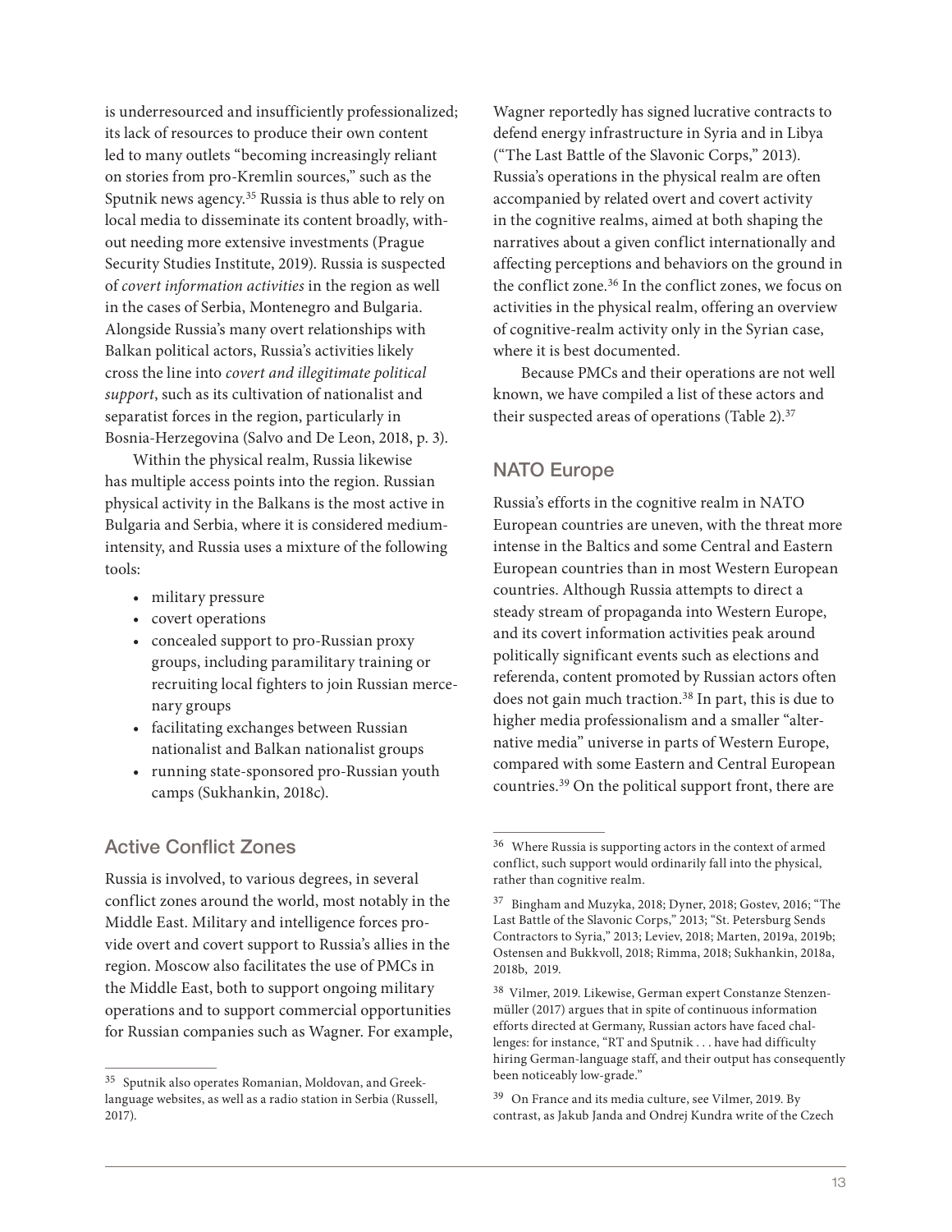is underresourced and insufficiently professionalized; its lack of resources to produce their own content led to many outlets "becoming increasingly reliant on stories from pro-Kremlin sources," such as the Sputnik news agency.[35] Russia is thus able to rely on local media to disseminate its content broadly, without needing more extensive investments (Prague Security Studies Institute, 2019). Russia is suspected of *covert information activities* in the region as well in the cases of Serbia, Montenegro and Bulgaria. Alongside Russia's many overt relationships with Balkan political actors, Russia's activities likely cross the line into *covert and illegitimate political support*, such as its cultivation of nationalist and separatist forces in the region, particularly in Bosnia-Herzegovina (Salvo and De Leon, 2018, p. 3).

Within the physical realm, Russia likewise has multiple access points into the region. Russian physical activity in the Balkans is the most active in Bulgaria and Serbia, where it is considered medium-intensity, and Russia uses a mixture of the following tools:

- military pressure
- covert operations
- concealed support to pro-Russian proxy groups, including paramilitary training or recruiting local fighters to join Russian mercenary groups
- facilitating exchanges between Russian nationalist and Balkan nationalist groups
- running state-sponsored pro-Russian youth camps (Sukhankin, 2018c).

## Active Conflict Zones

Russia is involved, to various degrees, in several conflict zones around the world, most notably in the Middle East. Military and intelligence forces provide overt and covert support to Russia's allies in the region. Moscow also facilitates the use of PMCs in the Middle East, both to support ongoing military operations and to support commercial opportunities for Russian companies such as Wagner. For example, Wagner reportedly has signed lucrative contracts to defend energy infrastructure in Syria and in Libya ("The Last Battle of the Slavonic Corps," 2013). Russia's operations in the physical realm are often accompanied by related overt and covert activity in the cognitive realms, aimed at both shaping the narratives about a given conflict internationally and affecting perceptions and behaviors on the ground in the conflict zone.[36] In the conflict zones, we focus on activities in the physical realm, offering an overview of cognitive-realm activity only in the Syrian case, where it is best documented.

Because PMCs and their operations are not well known, we have compiled a list of these actors and their suspected areas of operations (Table 2).[37]

## NATO Europe

Russia's efforts in the cognitive realm in NATO European countries are uneven, with the threat more intense in the Baltics and some Central and Eastern European countries than in most Western European countries. Although Russia attempts to direct a steady stream of propaganda into Western Europe, and its covert information activities peak around politically significant events such as elections and referenda, content promoted by Russian actors often does not gain much traction.[38] In part, this is due to higher media professionalism and a smaller "alternative media" universe in parts of Western Europe, compared with some Eastern and Central European countries.[39] On the political support front, there are

---

[35] Sputnik also operates Romanian, Moldovan, and Greek-language websites, as well as a radio station in Serbia (Russell, 2017).

[36] Where Russia is supporting actors in the context of armed conflict, such support would ordinarily fall into the physical, rather than cognitive realm.

[37] Bingham and Muzyka, 2018; Dyner, 2018; Gostev, 2016; "The Last Battle of the Slavonic Corps," 2013; "St. Petersburg Sends Contractors to Syria," 2013; Leviev, 2018; Marten, 2019a, 2019b; Ostensen and Bukkvoll, 2018; Rimma, 2018; Sukhankin, 2018a, 2018b, 2019.

[38] Vilmer, 2019. Likewise, German expert Constanze Stenzenmüller (2017) argues that in spite of continuous information efforts directed at Germany, Russian actors have faced challenges: for instance, "RT and Sputnik . . . have had difficulty hiring German-language staff, and their output has consequently been noticeably low-grade."

[39] On France and its media culture, see Vilmer, 2019. By contrast, as Jakub Janda and Ondrej Kundra write of the Czech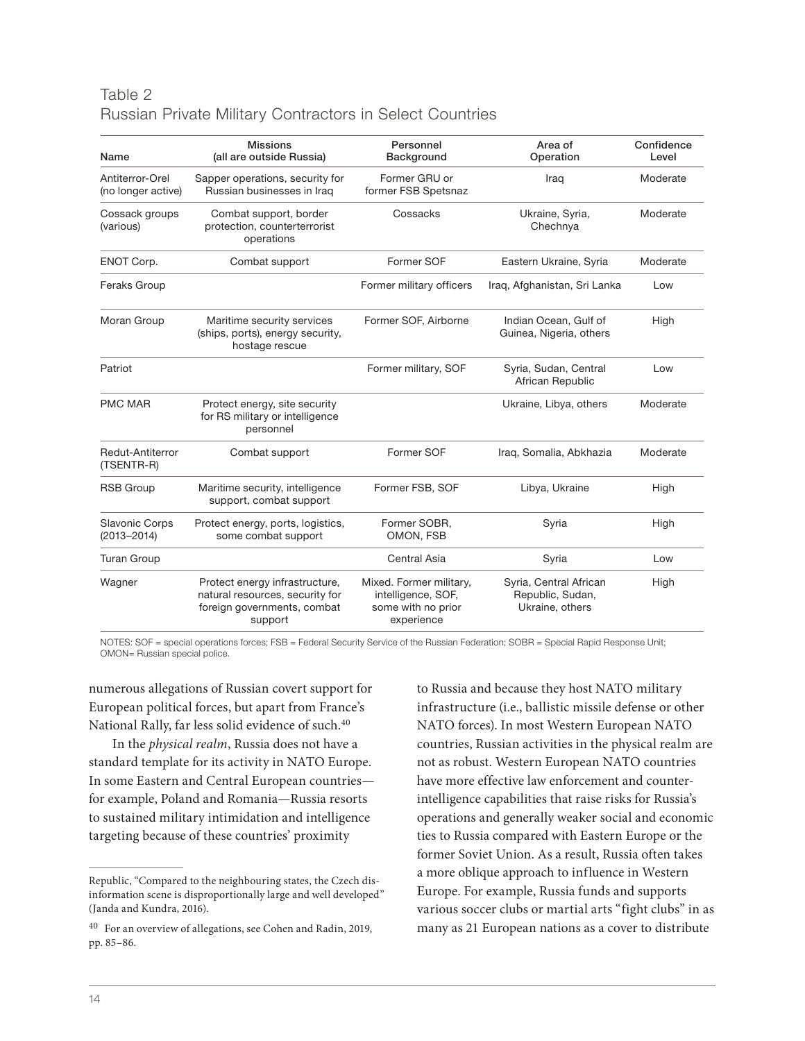Table 2
Russian Private Military Contractors in Select Countries

| Name | Missions (all are outside Russia) | Personnel Background | Area of Operation | Confidence Level |
|---|---|---|---|---|
| Antiterror-Orel (no longer active) | Sapper operations, security for Russian businesses in Iraq | Former GRU or former FSB Spetsnaz | Iraq | Moderate |
| Cossack groups (various) | Combat support, border protection, counterterrorist operations | Cossacks | Ukraine, Syria, Chechnya | Moderate |
| ENOT Corp. | Combat support | Former SOF | Eastern Ukraine, Syria | Moderate |
| Feraks Group | | Former military officers | Iraq, Afghanistan, Sri Lanka | Low |
| Moran Group | Maritime security services (ships, ports), energy security, hostage rescue | Former SOF, Airborne | Indian Ocean, Gulf of Guinea, Nigeria, others | High |
| Patriot | | Former military, SOF | Syria, Sudan, Central African Republic | Low |
| PMC MAR | Protect energy, site security for RS military or intelligence personnel | | Ukraine, Libya, others | Moderate |
| Redut-Antiterror (TSENTR-R) | Combat support | Former SOF | Iraq, Somalia, Abkhazia | Moderate |
| RSB Group | Maritime security, intelligence support, combat support | Former FSB, SOF | Libya, Ukraine | High |
| Slavonic Corps (2013–2014) | Protect energy, ports, logistics, some combat support | Former SOBR, OMON, FSB | Syria | High |
| Turan Group | | Central Asia | Syria | Low |
| Wagner | Protect energy infrastructure, natural resources, security for foreign governments, combat support | Mixed. Former military, intelligence, SOF, some with no prior experience | Syria, Central African Republic, Sudan, Ukraine, others | High |

NOTES: SOF = special operations forces; FSB = Federal Security Service of the Russian Federation; SOBR = Special Rapid Response Unit; OMON= Russian special police.

numerous allegations of Russian covert support for European political forces, but apart from France's National Rally, far less solid evidence of such.[40]

In the *physical realm*, Russia does not have a standard template for its activity in NATO Europe. In some Eastern and Central European countries—for example, Poland and Romania—Russia resorts to sustained military intimidation and intelligence targeting because of these countries' proximity to Russia and because they host NATO military infrastructure (i.e., ballistic missile defense or other NATO forces). In most Western European NATO countries, Russian activities in the physical realm are not as robust. Western European NATO countries have more effective law enforcement and counter-intelligence capabilities that raise risks for Russia's operations and generally weaker social and economic ties to Russia compared with Eastern Europe or the former Soviet Union. As a result, Russia often takes a more oblique approach to influence in Western Europe. For example, Russia funds and supports various soccer clubs or martial arts "fight clubs" in as many as 21 European nations as a cover to distribute

Republic, "Compared to the neighbouring states, the Czech disinformation scene is disproportionally large and well developed" (Janda and Kundra, 2016).

[40] For an overview of allegations, see Cohen and Radin, 2019, pp. 85–86.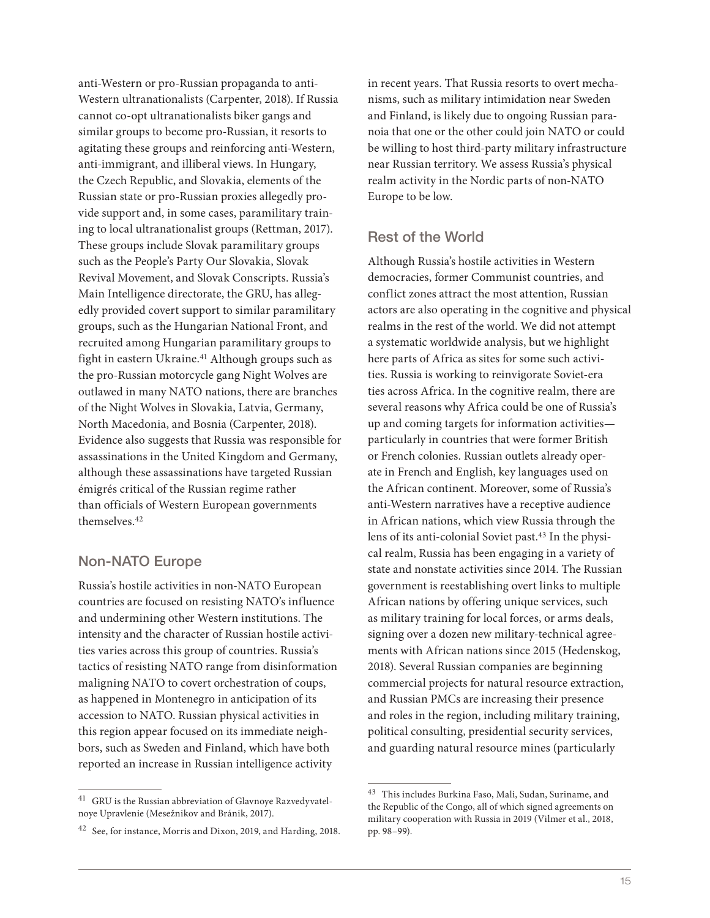anti-Western or pro-Russian propaganda to anti-Western ultranationalists (Carpenter, 2018). If Russia cannot co-opt ultranationalists biker gangs and similar groups to become pro-Russian, it resorts to agitating these groups and reinforcing anti-Western, anti-immigrant, and illiberal views. In Hungary, the Czech Republic, and Slovakia, elements of the Russian state or pro-Russian proxies allegedly provide support and, in some cases, paramilitary training to local ultranationalist groups (Rettman, 2017). These groups include Slovak paramilitary groups such as the People's Party Our Slovakia, Slovak Revival Movement, and Slovak Conscripts. Russia's Main Intelligence directorate, the GRU, has allegedly provided covert support to similar paramilitary groups, such as the Hungarian National Front, and recruited among Hungarian paramilitary groups to fight in eastern Ukraine.[41] Although groups such as the pro-Russian motorcycle gang Night Wolves are outlawed in many NATO nations, there are branches of the Night Wolves in Slovakia, Latvia, Germany, North Macedonia, and Bosnia (Carpenter, 2018). Evidence also suggests that Russia was responsible for assassinations in the United Kingdom and Germany, although these assassinations have targeted Russian émigrés critical of the Russian regime rather than officials of Western European governments themselves.[42]

## Non-NATO Europe

Russia's hostile activities in non-NATO European countries are focused on resisting NATO's influence and undermining other Western institutions. The intensity and the character of Russian hostile activities varies across this group of countries. Russia's tactics of resisting NATO range from disinformation maligning NATO to covert orchestration of coups, as happened in Montenegro in anticipation of its accession to NATO. Russian physical activities in this region appear focused on its immediate neighbors, such as Sweden and Finland, which have both reported an increase in Russian intelligence activity in recent years. That Russia resorts to overt mechanisms, such as military intimidation near Sweden and Finland, is likely due to ongoing Russian paranoia that one or the other could join NATO or could be willing to host third-party military infrastructure near Russian territory. We assess Russia's physical realm activity in the Nordic parts of non-NATO Europe to be low.

## Rest of the World

Although Russia's hostile activities in Western democracies, former Communist countries, and conflict zones attract the most attention, Russian actors are also operating in the cognitive and physical realms in the rest of the world. We did not attempt a systematic worldwide analysis, but we highlight here parts of Africa as sites for some such activities. Russia is working to reinvigorate Soviet-era ties across Africa. In the cognitive realm, there are several reasons why Africa could be one of Russia's up and coming targets for information activities—particularly in countries that were former British or French colonies. Russian outlets already operate in French and English, key languages used on the African continent. Moreover, some of Russia's anti-Western narratives have a receptive audience in African nations, which view Russia through the lens of its anti-colonial Soviet past.[43] In the physical realm, Russia has been engaging in a variety of state and nonstate activities since 2014. The Russian government is reestablishing overt links to multiple African nations by offering unique services, such as military training for local forces, or arms deals, signing over a dozen new military-technical agreements with African nations since 2015 (Hedenskog, 2018). Several Russian companies are beginning commercial projects for natural resource extraction, and Russian PMCs are increasing their presence and roles in the region, including military training, political consulting, presidential security services, and guarding natural resource mines (particularly

[41] GRU is the Russian abbreviation of Glavnoye Razvedyvatelnoye Upravlenie (Mesežnikov and Bránik, 2017).

[42] See, for instance, Morris and Dixon, 2019, and Harding, 2018.

[43] This includes Burkina Faso, Mali, Sudan, Suriname, and the Republic of the Congo, all of which signed agreements on military cooperation with Russia in 2019 (Vilmer et al., 2018, pp. 98–99).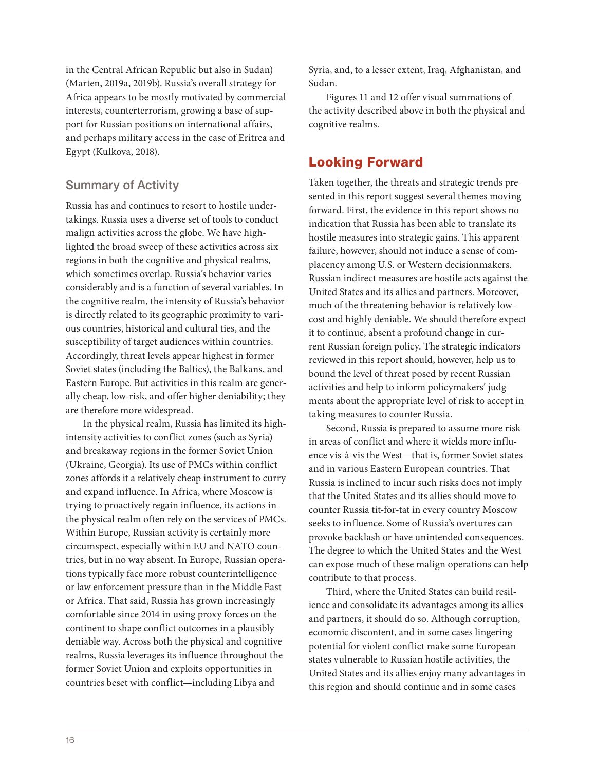in the Central African Republic but also in Sudan) (Marten, 2019a, 2019b). Russia's overall strategy for Africa appears to be mostly motivated by commercial interests, counterterrorism, growing a base of support for Russian positions on international affairs, and perhaps military access in the case of Eritrea and Egypt (Kulkova, 2018).

### Summary of Activity

Russia has and continues to resort to hostile undertakings. Russia uses a diverse set of tools to conduct malign activities across the globe. We have highlighted the broad sweep of these activities across six regions in both the cognitive and physical realms, which sometimes overlap. Russia's behavior varies considerably and is a function of several variables. In the cognitive realm, the intensity of Russia's behavior is directly related to its geographic proximity to various countries, historical and cultural ties, and the susceptibility of target audiences within countries. Accordingly, threat levels appear highest in former Soviet states (including the Baltics), the Balkans, and Eastern Europe. But activities in this realm are generally cheap, low-risk, and offer higher deniability; they are therefore more widespread.

In the physical realm, Russia has limited its high-intensity activities to conflict zones (such as Syria) and breakaway regions in the former Soviet Union (Ukraine, Georgia). Its use of PMCs within conflict zones affords it a relatively cheap instrument to curry and expand influence. In Africa, where Moscow is trying to proactively regain influence, its actions in the physical realm often rely on the services of PMCs. Within Europe, Russian activity is certainly more circumspect, especially within EU and NATO countries, but in no way absent. In Europe, Russian operations typically face more robust counterintelligence or law enforcement pressure than in the Middle East or Africa. That said, Russia has grown increasingly comfortable since 2014 in using proxy forces on the continent to shape conflict outcomes in a plausibly deniable way. Across both the physical and cognitive realms, Russia leverages its influence throughout the former Soviet Union and exploits opportunities in countries beset with conflict—including Libya and Syria, and, to a lesser extent, Iraq, Afghanistan, and Sudan.

Figures 11 and 12 offer visual summations of the activity described above in both the physical and cognitive realms.

## Looking Forward

Taken together, the threats and strategic trends presented in this report suggest several themes moving forward. First, the evidence in this report shows no indication that Russia has been able to translate its hostile measures into strategic gains. This apparent failure, however, should not induce a sense of complacency among U.S. or Western decisionmakers. Russian indirect measures are hostile acts against the United States and its allies and partners. Moreover, much of the threatening behavior is relatively low-cost and highly deniable. We should therefore expect it to continue, absent a profound change in current Russian foreign policy. The strategic indicators reviewed in this report should, however, help us to bound the level of threat posed by recent Russian activities and help to inform policymakers' judgments about the appropriate level of risk to accept in taking measures to counter Russia.

Second, Russia is prepared to assume more risk in areas of conflict and where it wields more influence vis-à-vis the West—that is, former Soviet states and in various Eastern European countries. That Russia is inclined to incur such risks does not imply that the United States and its allies should move to counter Russia tit-for-tat in every country Moscow seeks to influence. Some of Russia's overtures can provoke backlash or have unintended consequences. The degree to which the United States and the West can expose much of these malign operations can help contribute to that process.

Third, where the United States can build resilience and consolidate its advantages among its allies and partners, it should do so. Although corruption, economic discontent, and in some cases lingering potential for violent conflict make some European states vulnerable to Russian hostile activities, the United States and its allies enjoy many advantages in this region and should continue and in some cases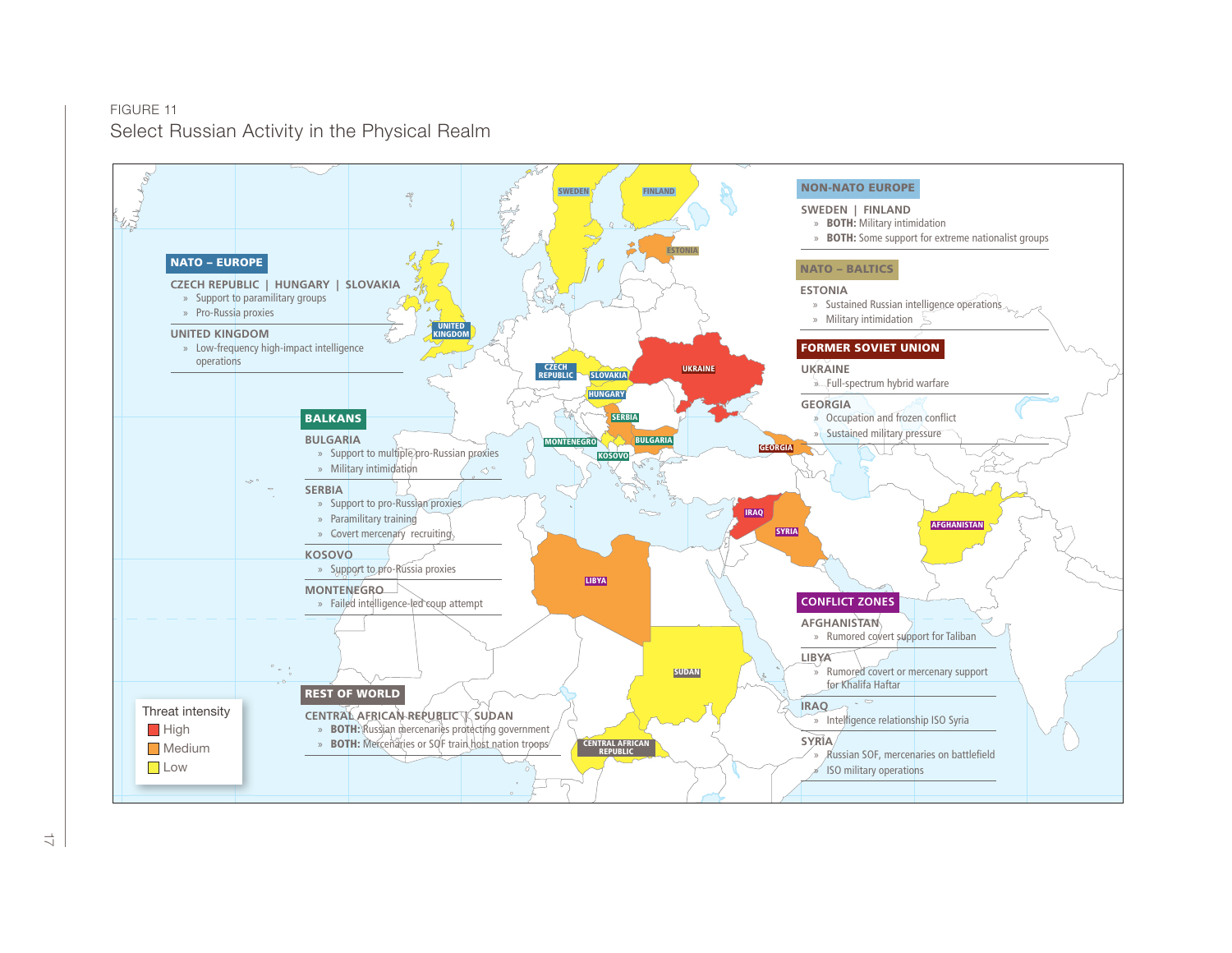FIGURE 11

Select Russian Activity in the Physical Realm

**NATO – EUROPE**

CZECH REPUBLIC | HUNGARY | SLOVAKIA
- Support to paramilitary groups
- Pro-Russia proxies

UNITED KINGDOM
- Low-frequency high-impact intelligence operations

**BALKANS**

BULGARIA
- Support to multiple pro-Russian proxies
- Military intimidation

SERBIA
- Support to pro-Russian proxies
- Paramilitary training
- Covert mercenary recruiting

KOSOVO
- Support to pro-Russia proxies

MONTENEGRO
- Failed intelligence-led coup attempt

**REST OF WORLD**

CENTRAL AFRICAN REPUBLIC | SUDAN
- **BOTH:** Russian mercenaries protecting government
- **BOTH:** Mercenaries or SOF train host nation troops

**NON-NATO EUROPE**

SWEDEN | FINLAND
- **BOTH:** Military intimidation
- **BOTH:** Some support for extreme nationalist groups

**NATO – BALTICS**

ESTONIA
- Sustained Russian intelligence operations
- Military intimidation

**FORMER SOVIET UNION**

UKRAINE
- Full-spectrum hybrid warfare

GEORGIA
- Occupation and frozen conflict
- Sustained military pressure

**CONFLICT ZONES**

AFGHANISTAN
- Rumored covert support for Taliban

LIBYA
- Rumored covert or mercenary support for Khalifa Haftar

IRAQ
- Intelligence relationship ISO Syria

SYRIA
- Russian SOF, mercenaries on battlefield
- ISO military operations

Threat intensity
- High
- Medium
- Low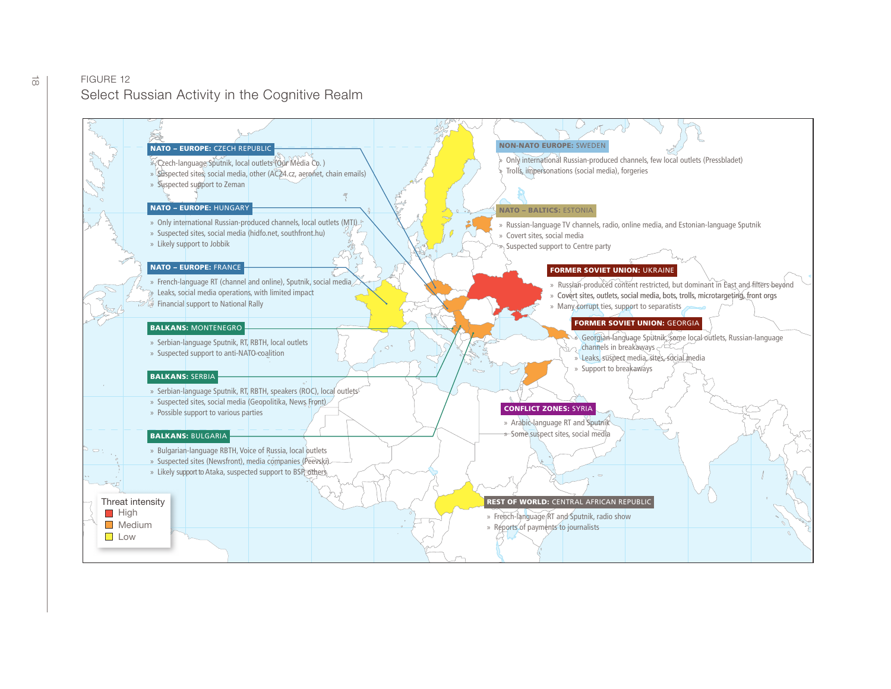FIGURE 12

Select Russian Activity in the Cognitive Realm

**NATO – EUROPE:** CZECH REPUBLIC

- Czech-language Sputnik, local outlets (Our Media Co.)
- Suspected sites, social media, other (AC24.cz, aeronet, chain emails)
- Suspected support to Zeman

**NATO – EUROPE:** HUNGARY

- Only international Russian-produced channels, local outlets (MTI)
- Suspected sites, social media (hidfo.net, southfront.hu)
- Likely support to Jobbik

**NATO – EUROPE:** FRANCE

- French-language RT (channel and online), Sputnik, social media
- Leaks, social media operations, with limited impact
- Financial support to National Rally

**BALKANS:** MONTENEGRO

- Serbian-language Sputnik, RT, RBTH, local outlets
- Suspected support to anti-NATO coalition

**BALKANS:** SERBIA

- Serbian-language Sputnik, RT, RBTH, speakers (ROC), local outlets
- Suspected sites, social media (Geopolitika, News Front)
- Possible support to various parties

**BALKANS:** BULGARIA

- Bulgarian-language RBTH, Voice of Russia, local outlets
- Suspected sites (Newsfront), media companies (Peevski)
- Likely support to Ataka, suspected support to BSP, others

**NON-NATO EUROPE:** SWEDEN

- Only international Russian-produced channels, few local outlets (Pressbladet)
- Trolls, impersonations (social media), forgeries

**NATO – BALTICS:** ESTONIA

- Russian-language TV channels, radio, online media, and Estonian-language Sputnik
- Covert sites, social media
- Suspected support to Centre party

**FORMER SOVIET UNION:** UKRAINE

- Russian-produced content restricted, but dominant in East and filters beyond
- Covert sites, outlets, social media, bots, trolls, microtargeting, front orgs
- Many corrupt ties, support to separatists

**FORMER SOVIET UNION:** GEORGIA

- Georgian-language Sputnik, some local outlets, Russian-language channels in breakaways
- Leaks, suspect media, sites, social media
- Support to breakaways

**CONFLICT ZONES:** SYRIA

- Arabic-language RT and Sputnik
- Some suspect sites, social media

**REST OF WORLD:** CENTRAL AFRICAN REPUBLIC

- French-language RT and Sputnik, radio show
- Reports of payments to journalists

Threat intensity
- High
- Medium
- Low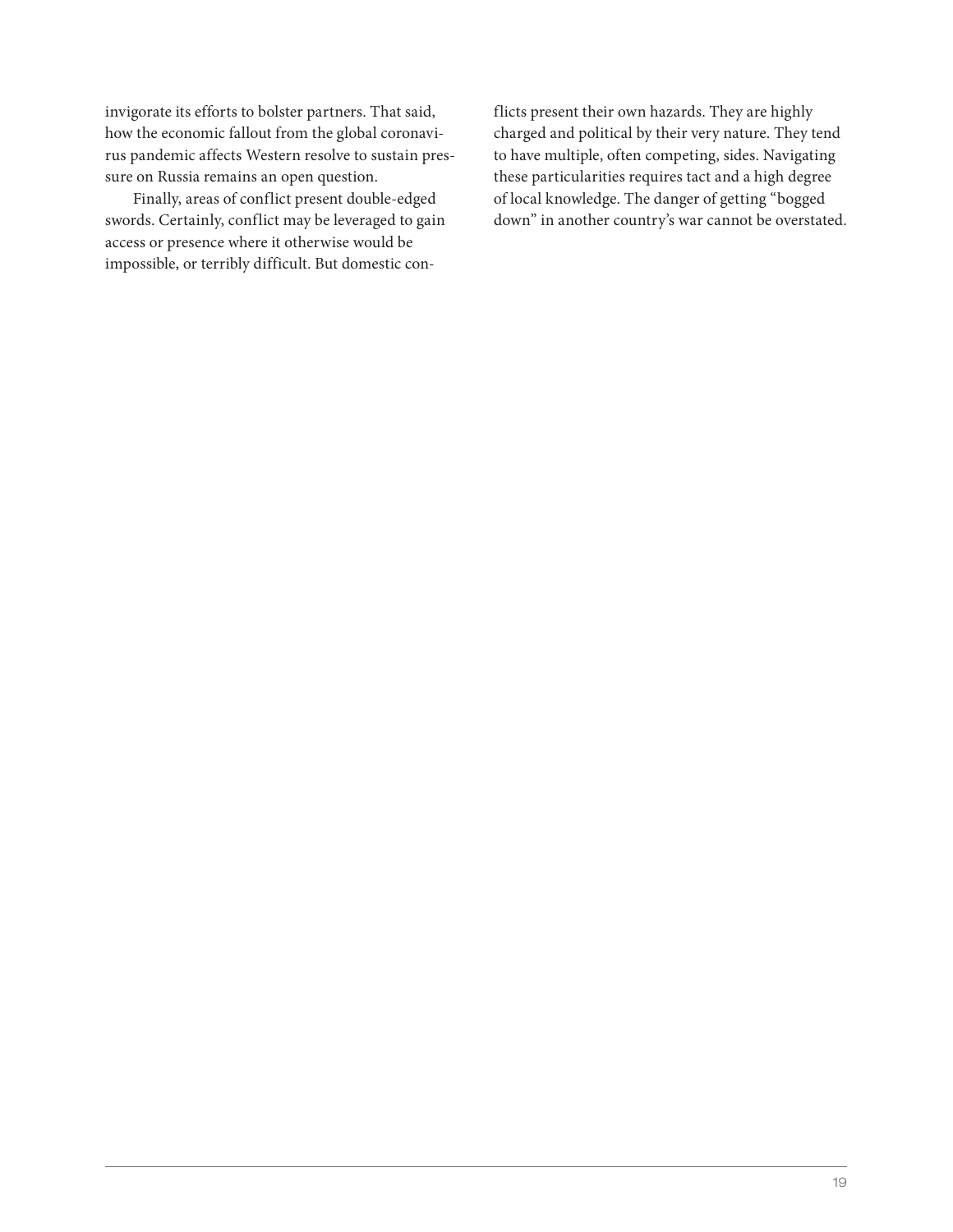invigorate its efforts to bolster partners. That said, how the economic fallout from the global coronavirus pandemic affects Western resolve to sustain pressure on Russia remains an open question.

Finally, areas of conflict present double-edged swords. Certainly, conflict may be leveraged to gain access or presence where it otherwise would be impossible, or terribly difficult. But domestic conflicts present their own hazards. They are highly charged and political by their very nature. They tend to have multiple, often competing, sides. Navigating these particularities requires tact and a high degree of local knowledge. The danger of getting "bogged down" in another country's war cannot be overstated.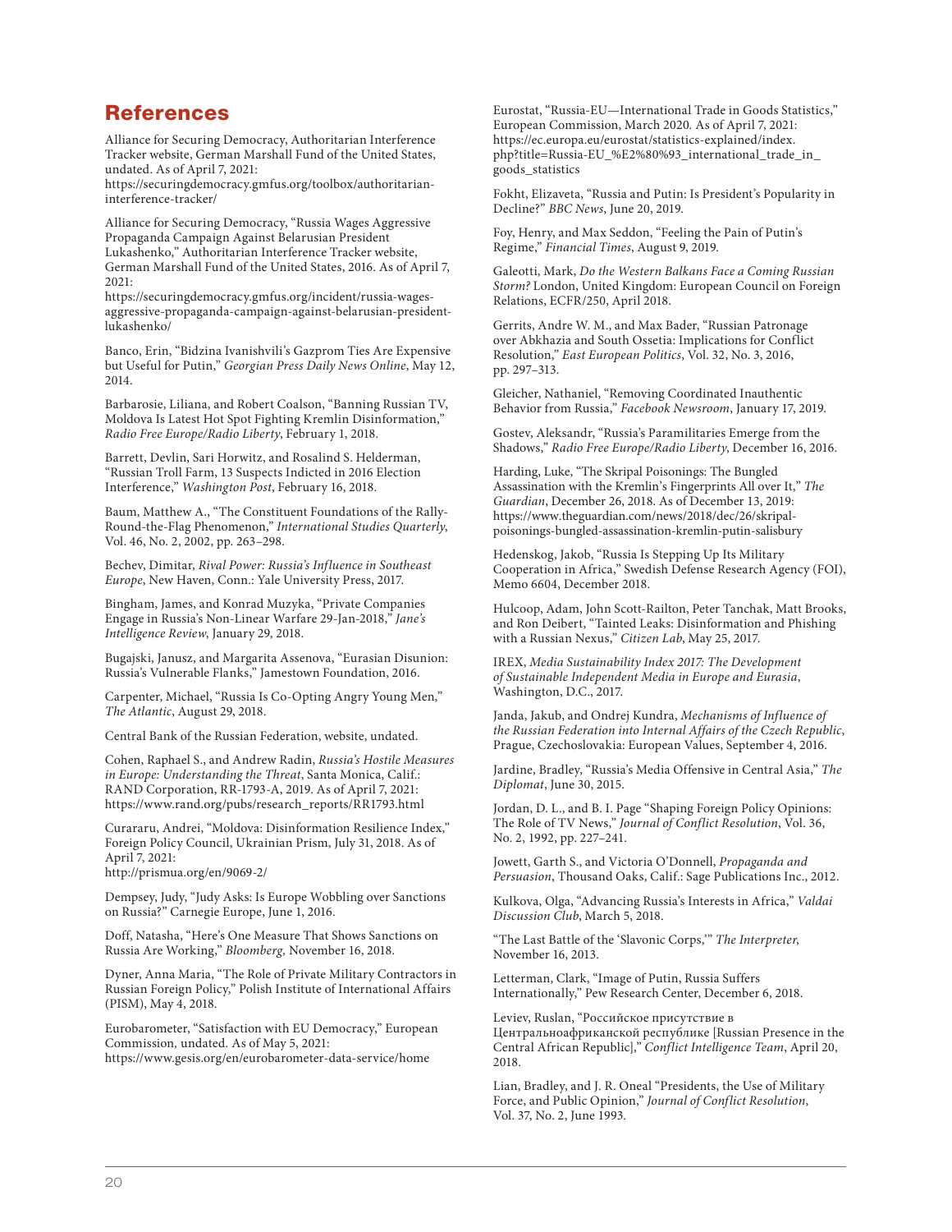## References

Alliance for Securing Democracy, Authoritarian Interference Tracker website, German Marshall Fund of the United States, undated. As of April 7, 2021: https://securingdemocracy.gmfus.org/toolbox/authoritarian-interference-tracker/

Alliance for Securing Democracy, "Russia Wages Aggressive Propaganda Campaign Against Belarusian President Lukashenko," Authoritarian Interference Tracker website, German Marshall Fund of the United States, 2016. As of April 7, 2021: https://securingdemocracy.gmfus.org/incident/russia-wages-aggressive-propaganda-campaign-against-belarusian-president-lukashenko/

Banco, Erin, "Bidzina Ivanishvili's Gazprom Ties Are Expensive but Useful for Putin," *Georgian Press Daily News Online*, May 12, 2014.

Barbarosie, Liliana, and Robert Coalson, "Banning Russian TV, Moldova Is Latest Hot Spot Fighting Kremlin Disinformation," *Radio Free Europe/Radio Liberty*, February 1, 2018.

Barrett, Devlin, Sari Horwitz, and Rosalind S. Helderman, "Russian Troll Farm, 13 Suspects Indicted in 2016 Election Interference," *Washington Post*, February 16, 2018.

Baum, Matthew A., "The Constituent Foundations of the Rally-Round-the-Flag Phenomenon," *International Studies Quarterly*, Vol. 46, No. 2, 2002, pp. 263–298.

Bechev, Dimitar, *Rival Power: Russia's Influence in Southeast Europe*, New Haven, Conn.: Yale University Press, 2017.

Bingham, James, and Konrad Muzyka, "Private Companies Engage in Russia's Non-Linear Warfare 29-Jan-2018," *Jane's Intelligence Review*, January 29, 2018.

Bugajski, Janusz, and Margarita Assenova, "Eurasian Disunion: Russia's Vulnerable Flanks," Jamestown Foundation, 2016.

Carpenter, Michael, "Russia Is Co-Opting Angry Young Men," *The Atlantic*, August 29, 2018.

Central Bank of the Russian Federation, website, undated.

Cohen, Raphael S., and Andrew Radin, *Russia's Hostile Measures in Europe: Understanding the Threat*, Santa Monica, Calif.: RAND Corporation, RR-1793-A, 2019. As of April 7, 2021: https://www.rand.org/pubs/research_reports/RR1793.html

Curararu, Andrei, "Moldova: Disinformation Resilience Index," Foreign Policy Council, Ukrainian Prism, July 31, 2018. As of April 7, 2021: http://prismua.org/en/9069-2/

Dempsey, Judy, "Judy Asks: Is Europe Wobbling over Sanctions on Russia?" Carnegie Europe, June 1, 2016.

Doff, Natasha, "Here's One Measure That Shows Sanctions on Russia Are Working," *Bloomberg*, November 16, 2018.

Dyner, Anna Maria, "The Role of Private Military Contractors in Russian Foreign Policy," Polish Institute of International Affairs (PISM), May 4, 2018.

Eurobarometer, "Satisfaction with EU Democracy," European Commission, undated. As of May 5, 2021: https://www.gesis.org/en/eurobarometer-data-service/home

Eurostat, "Russia-EU—International Trade in Goods Statistics," European Commission, March 2020. As of April 7, 2021: https://ec.europa.eu/eurostat/statistics-explained/index.php?title=Russia-EU_%E2%80%93_international_trade_in_goods_statistics

Fokht, Elizaveta, "Russia and Putin: Is President's Popularity in Decline?" *BBC News*, June 20, 2019.

Foy, Henry, and Max Seddon, "Feeling the Pain of Putin's Regime," *Financial Times*, August 9, 2019.

Galeotti, Mark, *Do the Western Balkans Face a Coming Russian Storm?* London, United Kingdom: European Council on Foreign Relations, ECFR/250, April 2018.

Gerrits, Andre W. M., and Max Bader, "Russian Patronage over Abkhazia and South Ossetia: Implications for Conflict Resolution," *East European Politics*, Vol. 32, No. 3, 2016, pp. 297–313.

Gleicher, Nathaniel, "Removing Coordinated Inauthentic Behavior from Russia," *Facebook Newsroom*, January 17, 2019.

Gostev, Aleksandr, "Russia's Paramilitaries Emerge from the Shadows," *Radio Free Europe/Radio Liberty*, December 16, 2016.

Harding, Luke, "The Skripal Poisonings: The Bungled Assassination with the Kremlin's Fingerprints All over It," *The Guardian*, December 26, 2018. As of December 13, 2019: https://www.theguardian.com/news/2018/dec/26/skripal-poisonings-bungled-assassination-kremlin-putin-salisbury

Hedenskog, Jakob, "Russia Is Stepping Up Its Military Cooperation in Africa," Swedish Defense Research Agency (FOI), Memo 6604, December 2018.

Hulcoop, Adam, John Scott-Railton, Peter Tanchak, Matt Brooks, and Ron Deibert, "Tainted Leaks: Disinformation and Phishing with a Russian Nexus," *Citizen Lab*, May 25, 2017.

IREX, *Media Sustainability Index 2017: The Development of Sustainable Independent Media in Europe and Eurasia*, Washington, D.C., 2017.

Janda, Jakub, and Ondrej Kundra, *Mechanisms of Influence of the Russian Federation into Internal Affairs of the Czech Republic*, Prague, Czechoslovakia: European Values, September 4, 2016.

Jardine, Bradley, "Russia's Media Offensive in Central Asia," *The Diplomat*, June 30, 2015.

Jordan, D. L., and B. I. Page "Shaping Foreign Policy Opinions: The Role of TV News," *Journal of Conflict Resolution*, Vol. 36, No. 2, 1992, pp. 227–241.

Jowett, Garth S., and Victoria O'Donnell, *Propaganda and Persuasion*, Thousand Oaks, Calif.: Sage Publications Inc., 2012.

Kulkova, Olga, "Advancing Russia's Interests in Africa," *Valdai Discussion Club*, March 5, 2018.

"The Last Battle of the 'Slavonic Corps,'" *The Interpreter*, November 16, 2013.

Letterman, Clark, "Image of Putin, Russia Suffers Internationally," Pew Research Center, December 6, 2018.

Leviev, Ruslan, "Российское присутствие в Центральноафриканской республике [Russian Presence in the Central African Republic]," *Conflict Intelligence Team*, April 20, 2018.

Lian, Bradley, and J. R. Oneal "Presidents, the Use of Military Force, and Public Opinion," *Journal of Conflict Resolution*, Vol. 37, No. 2, June 1993.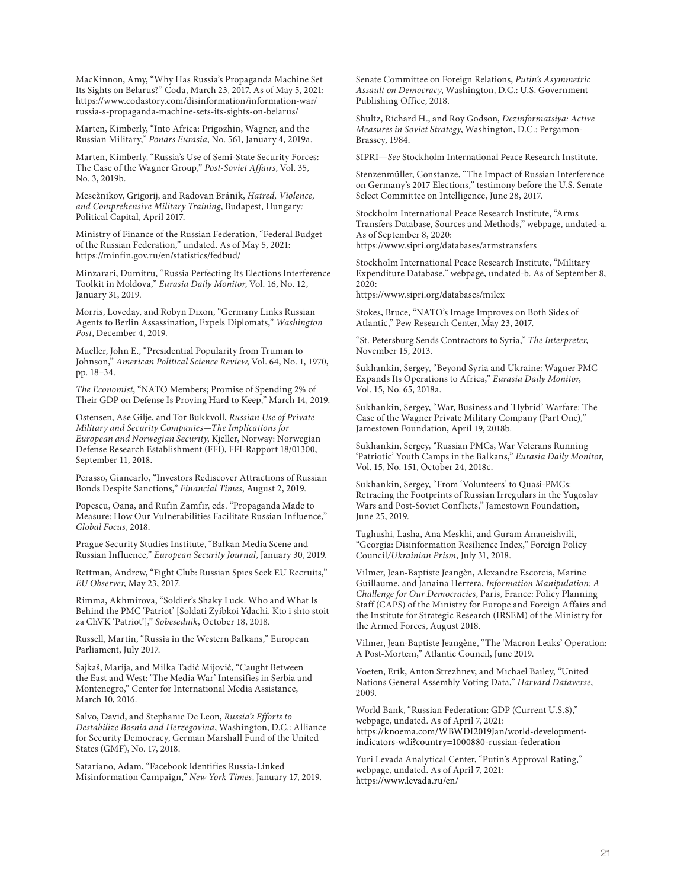MacKinnon, Amy, "Why Has Russia's Propaganda Machine Set Its Sights on Belarus?" Coda, March 23, 2017. As of May 5, 2021: https://www.codastory.com/disinformation/information-war/russia-s-propaganda-machine-sets-its-sights-on-belarus/

Marten, Kimberly, "Into Africa: Prigozhin, Wagner, and the Russian Military," *Ponars Eurasia*, No. 561, January 4, 2019a.

Marten, Kimberly, "Russia's Use of Semi-State Security Forces: The Case of the Wagner Group," *Post-Soviet Affairs*, Vol. 35, No. 3, 2019b.

Mesežnikov, Grigorij, and Radovan Bránik, *Hatred, Violence, and Comprehensive Military Training*, Budapest, Hungary: Political Capital, April 2017.

Ministry of Finance of the Russian Federation, "Federal Budget of the Russian Federation," undated. As of May 5, 2021: https://minfin.gov.ru/en/statistics/fedbud/

Minzarari, Dumitru, "Russia Perfecting Its Elections Interference Toolkit in Moldova," *Eurasia Daily Monitor*, Vol. 16, No. 12, January 31, 2019.

Morris, Loveday, and Robyn Dixon, "Germany Links Russian Agents to Berlin Assassination, Expels Diplomats," *Washington Post*, December 4, 2019.

Mueller, John E., "Presidential Popularity from Truman to Johnson," *American Political Science Review*, Vol. 64, No. 1, 1970, pp. 18–34.

*The Economist*, "NATO Members; Promise of Spending 2% of Their GDP on Defense Is Proving Hard to Keep," March 14, 2019.

Ostensen, Ase Gilje, and Tor Bukkvoll, *Russian Use of Private Military and Security Companies—The Implications for European and Norwegian Security*, Kjeller, Norway: Norwegian Defense Research Establishment (FFI), FFI-Rapport 18/01300, September 11, 2018.

Perasso, Giancarlo, "Investors Rediscover Attractions of Russian Bonds Despite Sanctions," *Financial Times*, August 2, 2019.

Popescu, Oana, and Rufin Zamfir, eds. "Propaganda Made to Measure: How Our Vulnerabilities Facilitate Russian Influence," *Global Focus*, 2018.

Prague Security Studies Institute, "Balkan Media Scene and Russian Influence," *European Security Journal*, January 30, 2019.

Rettman, Andrew, "Fight Club: Russian Spies Seek EU Recruits," *EU Observer*, May 23, 2017.

Rimma, Akhmirova, "Soldier's Shaky Luck. Who and What Is Behind the PMC 'Patriot' [Soldati Zyibkoi Ydachi. Kto i shto stoit za ChVK 'Patriot']," *Sobesednik*, October 18, 2018.

Russell, Martin, "Russia in the Western Balkans," European Parliament, July 2017.

Šajkaš, Marija, and Milka Tadić Mijović, "Caught Between the East and West: 'The Media War' Intensifies in Serbia and Montenegro," Center for International Media Assistance, March 10, 2016.

Salvo, David, and Stephanie De Leon, *Russia's Efforts to Destabilize Bosnia and Herzegovina*, Washington, D.C.: Alliance for Security Democracy, German Marshall Fund of the United States (GMF), No. 17, 2018.

Satariano, Adam, "Facebook Identifies Russia-Linked Misinformation Campaign," *New York Times*, January 17, 2019.

Senate Committee on Foreign Relations, *Putin's Asymmetric Assault on Democracy*, Washington, D.C.: U.S. Government Publishing Office, 2018.

Shultz, Richard H., and Roy Godson, *Dezinformatsiya: Active Measures in Soviet Strategy*, Washington, D.C.: Pergamon-Brassey, 1984.

SIPRI—*See* Stockholm International Peace Research Institute.

Stenzenmüller, Constanze, "The Impact of Russian Interference on Germany's 2017 Elections," testimony before the U.S. Senate Select Committee on Intelligence, June 28, 2017.

Stockholm International Peace Research Institute, "Arms Transfers Database, Sources and Methods," webpage, undated-a. As of September 8, 2020: https://www.sipri.org/databases/armstransfers

Stockholm International Peace Research Institute, "Military Expenditure Database," webpage, undated-b. As of September 8, 2020: https://www.sipri.org/databases/milex

Stokes, Bruce, "NATO's Image Improves on Both Sides of Atlantic," Pew Research Center, May 23, 2017.

"St. Petersburg Sends Contractors to Syria," *The Interpreter*, November 15, 2013.

Sukhankin, Sergey, "Beyond Syria and Ukraine: Wagner PMC Expands Its Operations to Africa," *Eurasia Daily Monitor*, Vol. 15, No. 65, 2018a.

Sukhankin, Sergey, "War, Business and 'Hybrid' Warfare: The Case of the Wagner Private Military Company (Part One)," Jamestown Foundation, April 19, 2018b.

Sukhankin, Sergey, "Russian PMCs, War Veterans Running 'Patriotic' Youth Camps in the Balkans," *Eurasia Daily Monitor*, Vol. 15, No. 151, October 24, 2018c.

Sukhankin, Sergey, "From 'Volunteers' to Quasi-PMCs: Retracing the Footprints of Russian Irregulars in the Yugoslav Wars and Post-Soviet Conflicts," Jamestown Foundation, June 25, 2019.

Tughushi, Lasha, Ana Meskhi, and Guram Ananeishvili, "Georgia: Disinformation Resilience Index," Foreign Policy Council/*Ukrainian Prism*, July 31, 2018.

Vilmer, Jean-Baptiste Jeangèn, Alexandre Escorcia, Marine Guillaume, and Janaina Herrera, *Information Manipulation: A Challenge for Our Democracies*, Paris, France: Policy Planning Staff (CAPS) of the Ministry for Europe and Foreign Affairs and the Institute for Strategic Research (IRSEM) of the Ministry for the Armed Forces, August 2018.

Vilmer, Jean-Baptiste Jeangène, "The 'Macron Leaks' Operation: A Post-Mortem," Atlantic Council, June 2019.

Voeten, Erik, Anton Strezhnev, and Michael Bailey, "United Nations General Assembly Voting Data," *Harvard Dataverse*, 2009.

World Bank, "Russian Federation: GDP (Current U.S.$)," webpage, undated. As of April 7, 2021: https://knoema.com/WBWDI2019Jan/world-development-indicators-wdi?country=1000880-russian-federation

Yuri Levada Analytical Center, "Putin's Approval Rating," webpage, undated. As of April 7, 2021: https://www.levada.ru/en/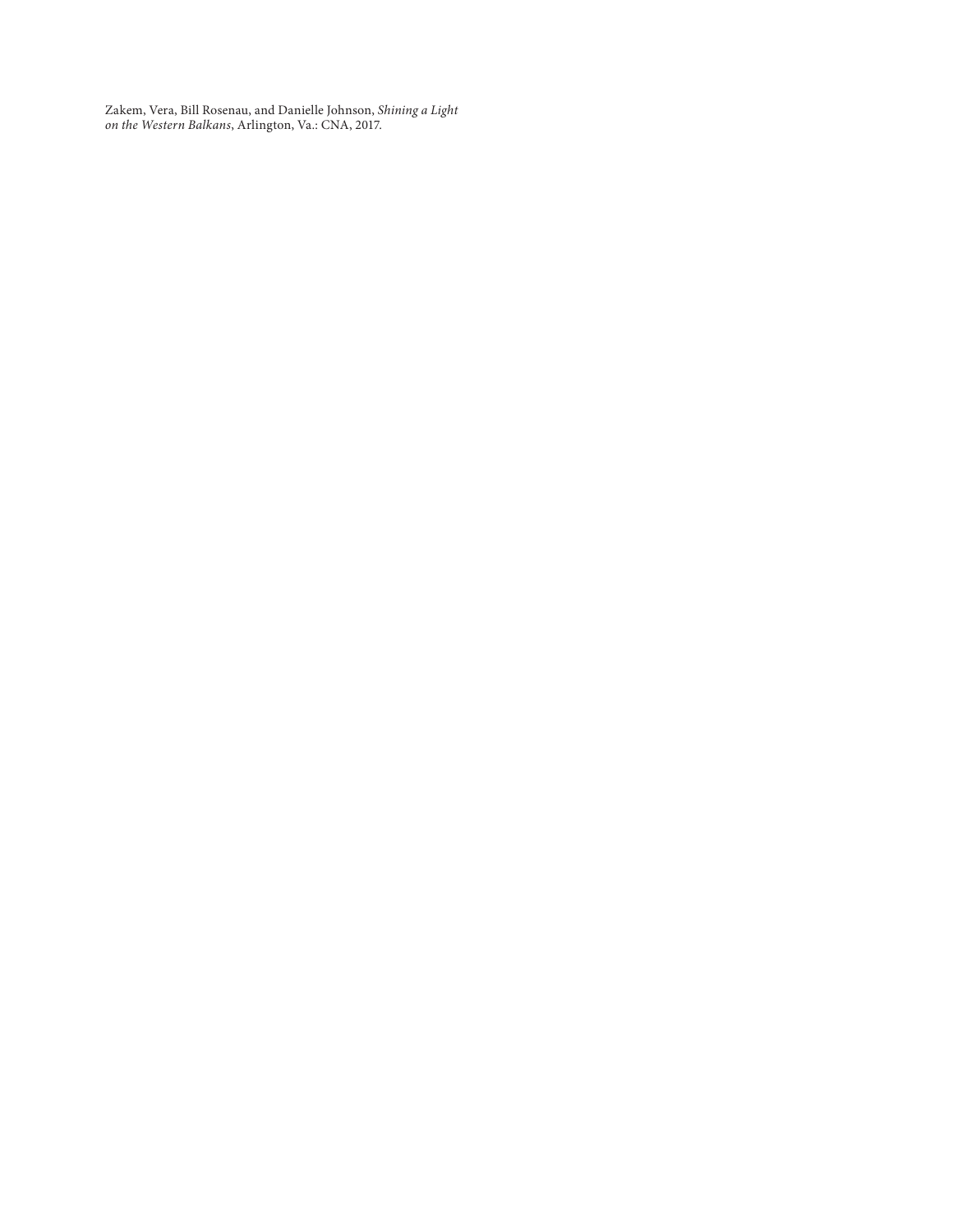Zakem, Vera, Bill Rosenau, and Danielle Johnson, *Shining a Light on the Western Balkans*, Arlington, Va.: CNA, 2017.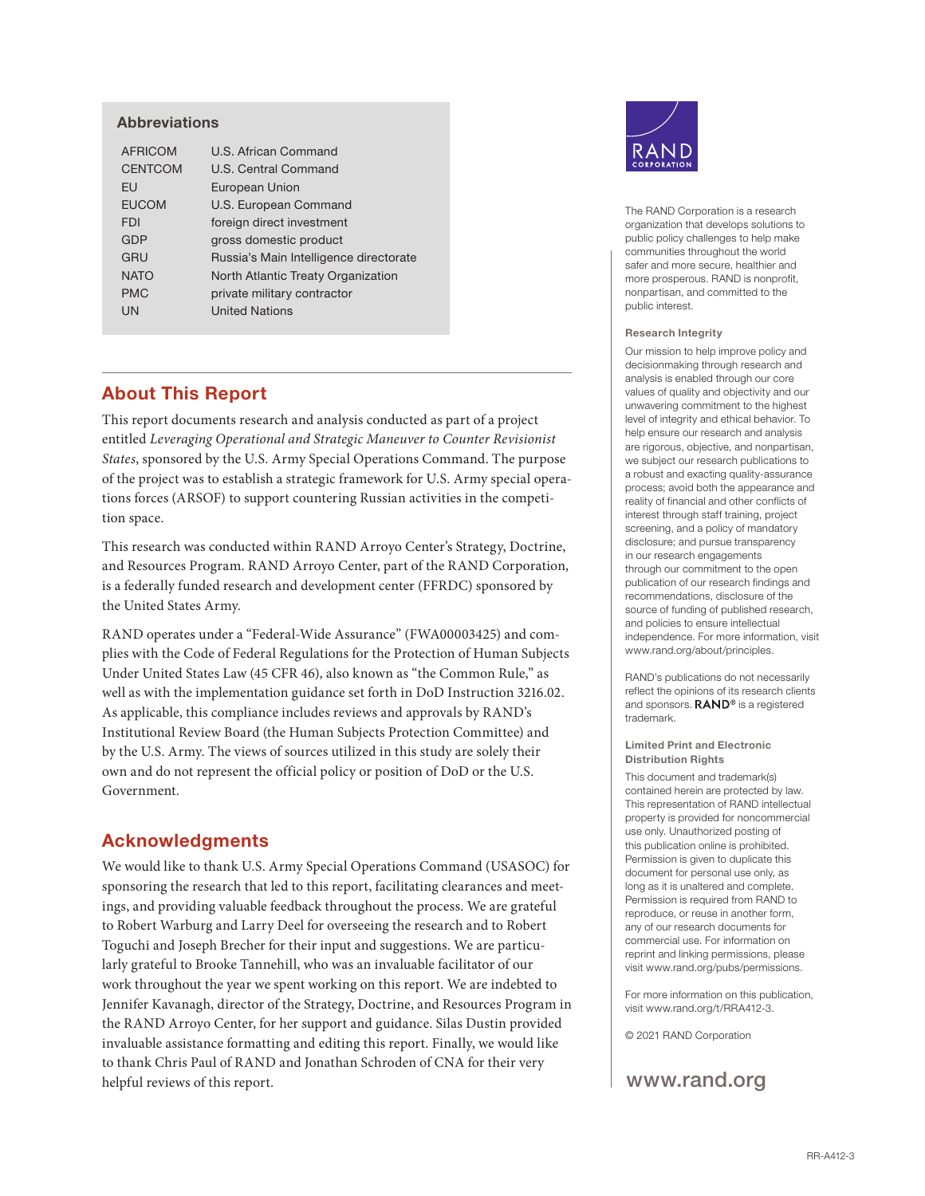### Abbreviations

| | |
|---|---|
| AFRICOM | U.S. African Command |
| CENTCOM | U.S. Central Command |
| EU | European Union |
| EUCOM | U.S. European Command |
| FDI | foreign direct investment |
| GDP | gross domestic product |
| GRU | Russia's Main Intelligence directorate |
| NATO | North Atlantic Treaty Organization |
| PMC | private military contractor |
| UN | United Nations |

## About This Report

This report documents research and analysis conducted as part of a project entitled *Leveraging Operational and Strategic Maneuver to Counter Revisionist States*, sponsored by the U.S. Army Special Operations Command. The purpose of the project was to establish a strategic framework for U.S. Army special operations forces (ARSOF) to support countering Russian activities in the competition space.

This research was conducted within RAND Arroyo Center's Strategy, Doctrine, and Resources Program. RAND Arroyo Center, part of the RAND Corporation, is a federally funded research and development center (FFRDC) sponsored by the United States Army.

RAND operates under a "Federal-Wide Assurance" (FWA00003425) and complies with the Code of Federal Regulations for the Protection of Human Subjects Under United States Law (45 CFR 46), also known as "the Common Rule," as well as with the implementation guidance set forth in DoD Instruction 3216.02. As applicable, this compliance includes reviews and approvals by RAND's Institutional Review Board (the Human Subjects Protection Committee) and by the U.S. Army. The views of sources utilized in this study are solely their own and do not represent the official policy or position of DoD or the U.S. Government.

## Acknowledgments

We would like to thank U.S. Army Special Operations Command (USASOC) for sponsoring the research that led to this report, facilitating clearances and meetings, and providing valuable feedback throughout the process. We are grateful to Robert Warburg and Larry Deel for overseeing the research and to Robert Toguchi and Joseph Brecher for their input and suggestions. We are particularly grateful to Brooke Tannehill, who was an invaluable facilitator of our work throughout the year we spent working on this report. We are indebted to Jennifer Kavanagh, director of the Strategy, Doctrine, and Resources Program in the RAND Arroyo Center, for her support and guidance. Silas Dustin provided invaluable assistance formatting and editing this report. Finally, we would like to thank Chris Paul of RAND and Jonathan Schroden of CNA for their very helpful reviews of this report.

RAND CORPORATION

The RAND Corporation is a research organization that develops solutions to public policy challenges to help make communities throughout the world safer and more secure, healthier and more prosperous. RAND is nonprofit, nonpartisan, and committed to the public interest.

**Research Integrity**

Our mission to help improve policy and decisionmaking through research and analysis is enabled through our core values of quality and objectivity and our unwavering commitment to the highest level of integrity and ethical behavior. To help ensure our research and analysis are rigorous, objective, and nonpartisan, we subject our research publications to a robust and exacting quality-assurance process; avoid both the appearance and reality of financial and other conflicts of interest through staff training, project screening, and a policy of mandatory disclosure; and pursue transparency in our research engagements through our commitment to the open publication of our research findings and recommendations, disclosure of the source of funding of published research, and policies to ensure intellectual independence. For more information, visit www.rand.org/about/principles.

RAND's publications do not necessarily reflect the opinions of its research clients and sponsors. **RAND**® is a registered trademark.

**Limited Print and Electronic Distribution Rights**

This document and trademark(s) contained herein are protected by law. This representation of RAND intellectual property is provided for noncommercial use only. Unauthorized posting of this publication online is prohibited. Permission is given to duplicate this document for personal use only, as long as it is unaltered and complete. Permission is required from RAND to reproduce, or reuse in another form, any of our research documents for commercial use. For information on reprint and linking permissions, please visit www.rand.org/pubs/permissions.

For more information on this publication, visit www.rand.org/t/RRA412-3.

© 2021 RAND Corporation

www.rand.org

RR-A412-3